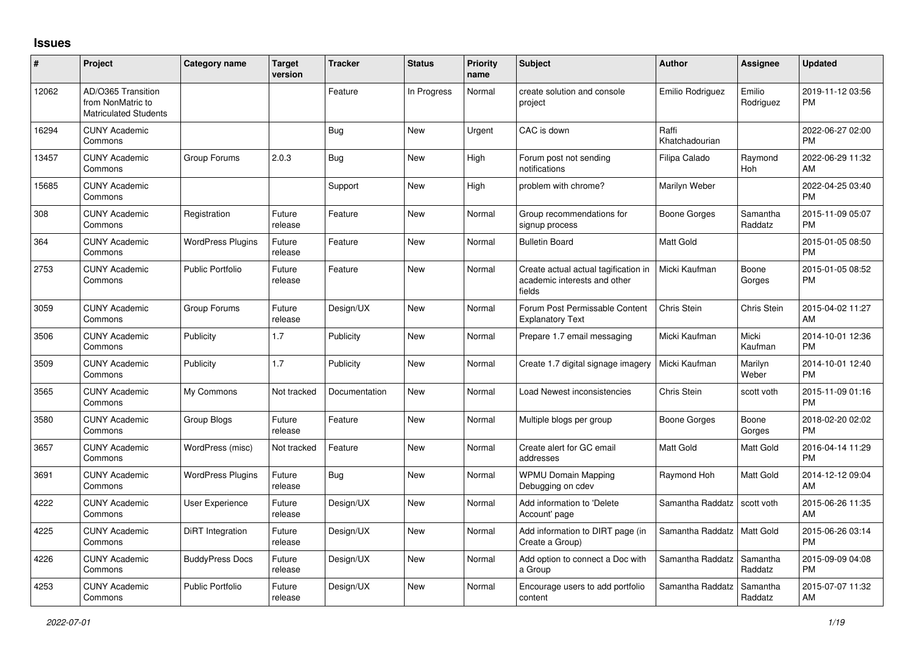# Issues

| # | Project | Category name | Target version | Tracker | Status | Priority name | Subject | Author | Assignee | Updated |
|---|---|---|---|---|---|---|---|---|---|---|
| 12062 | AD/O365 Transition from NonMatric to Matriculated Students | | | Feature | In Progress | Normal | create solution and console project | Emilio Rodriguez | Emilio Rodriguez | 2019-11-12 03:56 PM |
| 16294 | CUNY Academic Commons | | | Bug | New | Urgent | CAC is down | Raffi Khatchadourian | | 2022-06-27 02:00 PM |
| 13457 | CUNY Academic Commons | Group Forums | 2.0.3 | Bug | New | High | Forum post not sending notifications | Filipa Calado | Raymond Hoh | 2022-06-29 11:32 AM |
| 15685 | CUNY Academic Commons | | | Support | New | High | problem with chrome? | Marilyn Weber | | 2022-04-25 03:40 PM |
| 308 | CUNY Academic Commons | Registration | Future release | Feature | New | Normal | Group recommendations for signup process | Boone Gorges | Samantha Raddatz | 2015-11-09 05:07 PM |
| 364 | CUNY Academic Commons | WordPress Plugins | Future release | Feature | New | Normal | Bulletin Board | Matt Gold | | 2015-01-05 08:50 PM |
| 2753 | CUNY Academic Commons | Public Portfolio | Future release | Feature | New | Normal | Create actual actual tagification in academic interests and other fields | Micki Kaufman | Boone Gorges | 2015-01-05 08:52 PM |
| 3059 | CUNY Academic Commons | Group Forums | Future release | Design/UX | New | Normal | Forum Post Permissable Content Explanatory Text | Chris Stein | Chris Stein | 2015-04-02 11:27 AM |
| 3506 | CUNY Academic Commons | Publicity | 1.7 | Publicity | New | Normal | Prepare 1.7 email messaging | Micki Kaufman | Micki Kaufman | 2014-10-01 12:36 PM |
| 3509 | CUNY Academic Commons | Publicity | 1.7 | Publicity | New | Normal | Create 1.7 digital signage imagery | Micki Kaufman | Marilyn Weber | 2014-10-01 12:40 PM |
| 3565 | CUNY Academic Commons | My Commons | Not tracked | Documentation | New | Normal | Load Newest inconsistencies | Chris Stein | scott voth | 2015-11-09 01:16 PM |
| 3580 | CUNY Academic Commons | Group Blogs | Future release | Feature | New | Normal | Multiple blogs per group | Boone Gorges | Boone Gorges | 2018-02-20 02:02 PM |
| 3657 | CUNY Academic Commons | WordPress (misc) | Not tracked | Feature | New | Normal | Create alert for GC email addresses | Matt Gold | Matt Gold | 2016-04-14 11:29 PM |
| 3691 | CUNY Academic Commons | WordPress Plugins | Future release | Bug | New | Normal | WPMU Domain Mapping Debugging on cdev | Raymond Hoh | Matt Gold | 2014-12-12 09:04 AM |
| 4222 | CUNY Academic Commons | User Experience | Future release | Design/UX | New | Normal | Add information to 'Delete Account' page | Samantha Raddatz | scott voth | 2015-06-26 11:35 AM |
| 4225 | CUNY Academic Commons | DiRT Integration | Future release | Design/UX | New | Normal | Add information to DIRT page (in Create a Group) | Samantha Raddatz | Matt Gold | 2015-06-26 03:14 PM |
| 4226 | CUNY Academic Commons | BuddyPress Docs | Future release | Design/UX | New | Normal | Add option to connect a Doc with a Group | Samantha Raddatz | Samantha Raddatz | 2015-09-09 04:08 PM |
| 4253 | CUNY Academic Commons | Public Portfolio | Future release | Design/UX | New | Normal | Encourage users to add portfolio content | Samantha Raddatz | Samantha Raddatz | 2015-07-07 11:32 AM |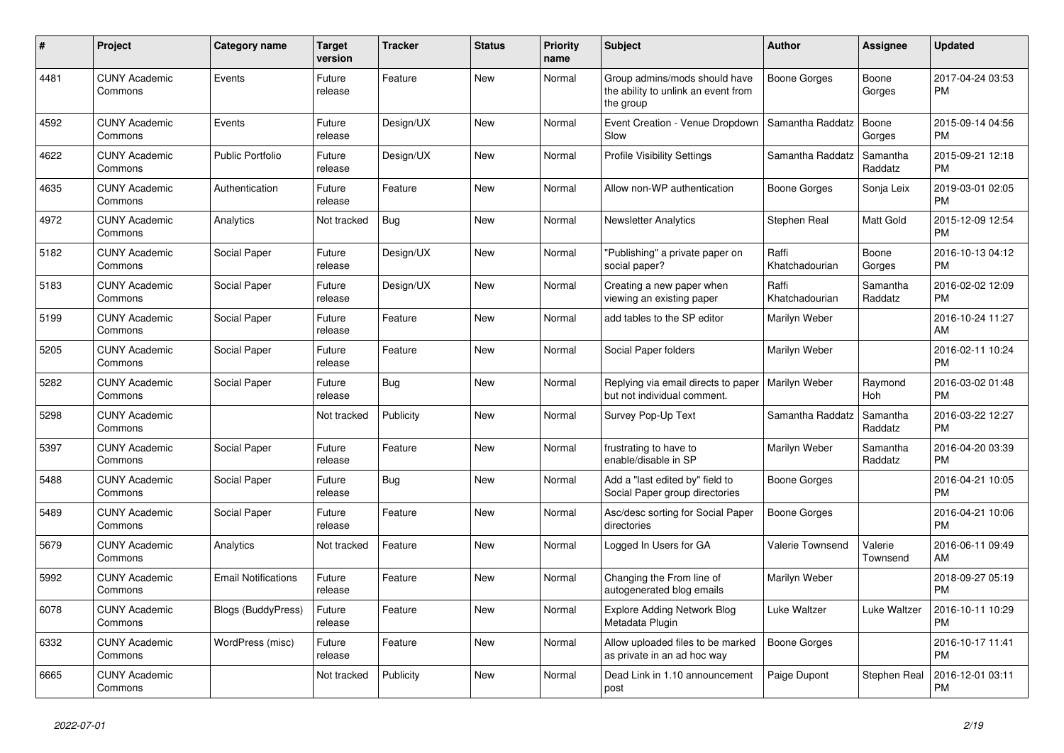| # | Project | Category name | Target version | Tracker | Status | Priority name | Subject | Author | Assignee | Updated |
|---|---|---|---|---|---|---|---|---|---|---|
| 4481 | CUNY Academic Commons | Events | Future release | Feature | New | Normal | Group admins/mods should have the ability to unlink an event from the group | Boone Gorges | Boone Gorges | 2017-04-24 03:53 PM |
| 4592 | CUNY Academic Commons | Events | Future release | Design/UX | New | Normal | Event Creation - Venue Dropdown Slow | Samantha Raddatz | Boone Gorges | 2015-09-14 04:56 PM |
| 4622 | CUNY Academic Commons | Public Portfolio | Future release | Design/UX | New | Normal | Profile Visibility Settings | Samantha Raddatz | Samantha Raddatz | 2015-09-21 12:18 PM |
| 4635 | CUNY Academic Commons | Authentication | Future release | Feature | New | Normal | Allow non-WP authentication | Boone Gorges | Sonja Leix | 2019-03-01 02:05 PM |
| 4972 | CUNY Academic Commons | Analytics | Not tracked | Bug | New | Normal | Newsletter Analytics | Stephen Real | Matt Gold | 2015-12-09 12:54 PM |
| 5182 | CUNY Academic Commons | Social Paper | Future release | Design/UX | New | Normal | "Publishing" a private paper on social paper? | Raffi Khatchadourian | Boone Gorges | 2016-10-13 04:12 PM |
| 5183 | CUNY Academic Commons | Social Paper | Future release | Design/UX | New | Normal | Creating a new paper when viewing an existing paper | Raffi Khatchadourian | Samantha Raddatz | 2016-02-02 12:09 PM |
| 5199 | CUNY Academic Commons | Social Paper | Future release | Feature | New | Normal | add tables to the SP editor | Marilyn Weber | | 2016-10-24 11:27 AM |
| 5205 | CUNY Academic Commons | Social Paper | Future release | Feature | New | Normal | Social Paper folders | Marilyn Weber | | 2016-02-11 10:24 PM |
| 5282 | CUNY Academic Commons | Social Paper | Future release | Bug | New | Normal | Replying via email directs to paper but not individual comment. | Marilyn Weber | Raymond Hoh | 2016-03-02 01:48 PM |
| 5298 | CUNY Academic Commons | | Not tracked | Publicity | New | Normal | Survey Pop-Up Text | Samantha Raddatz | Samantha Raddatz | 2016-03-22 12:27 PM |
| 5397 | CUNY Academic Commons | Social Paper | Future release | Feature | New | Normal | frustrating to have to enable/disable in SP | Marilyn Weber | Samantha Raddatz | 2016-04-20 03:39 PM |
| 5488 | CUNY Academic Commons | Social Paper | Future release | Bug | New | Normal | Add a "last edited by" field to Social Paper group directories | Boone Gorges | | 2016-04-21 10:05 PM |
| 5489 | CUNY Academic Commons | Social Paper | Future release | Feature | New | Normal | Asc/desc sorting for Social Paper directories | Boone Gorges | | 2016-04-21 10:06 PM |
| 5679 | CUNY Academic Commons | Analytics | Not tracked | Feature | New | Normal | Logged In Users for GA | Valerie Townsend | Valerie Townsend | 2016-06-11 09:49 AM |
| 5992 | CUNY Academic Commons | Email Notifications | Future release | Feature | New | Normal | Changing the From line of autogenerated blog emails | Marilyn Weber | | 2018-09-27 05:19 PM |
| 6078 | CUNY Academic Commons | Blogs (BuddyPress) | Future release | Feature | New | Normal | Explore Adding Network Blog Metadata Plugin | Luke Waltzer | Luke Waltzer | 2016-10-11 10:29 PM |
| 6332 | CUNY Academic Commons | WordPress (misc) | Future release | Feature | New | Normal | Allow uploaded files to be marked as private in an ad hoc way | Boone Gorges | | 2016-10-17 11:41 PM |
| 6665 | CUNY Academic Commons | | Not tracked | Publicity | New | Normal | Dead Link in 1.10 announcement post | Paige Dupont | Stephen Real | 2016-12-01 03:11 PM |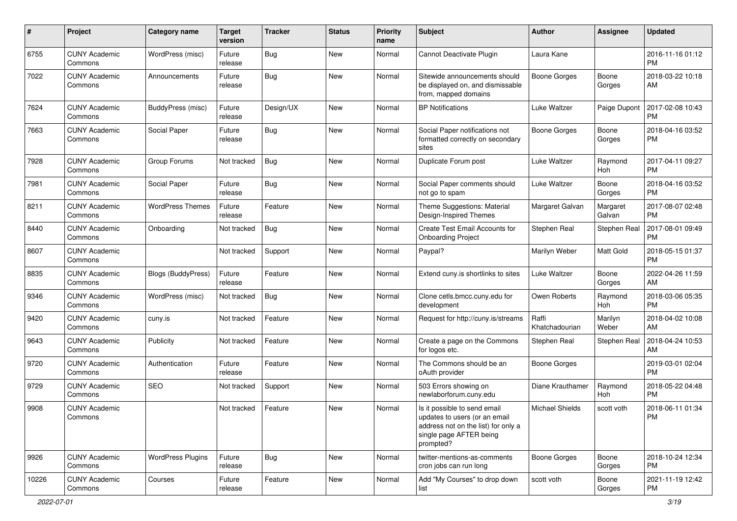| # | Project | Category name | Target version | Tracker | Status | Priority name | Subject | Author | Assignee | Updated |
|---|---|---|---|---|---|---|---|---|---|---|
| 6755 | CUNY Academic Commons | WordPress (misc) | Future release | Bug | New | Normal | Cannot Deactivate Plugin | Laura Kane | | 2016-11-16 01:12 PM |
| 7022 | CUNY Academic Commons | Announcements | Future release | Bug | New | Normal | Sitewide announcements should be displayed on, and dismissable from, mapped domains | Boone Gorges | Boone Gorges | 2018-03-22 10:18 AM |
| 7624 | CUNY Academic Commons | BuddyPress (misc) | Future release | Design/UX | New | Normal | BP Notifications | Luke Waltzer | Paige Dupont | 2017-02-08 10:43 PM |
| 7663 | CUNY Academic Commons | Social Paper | Future release | Bug | New | Normal | Social Paper notifications not formatted correctly on secondary sites | Boone Gorges | Boone Gorges | 2018-04-16 03:52 PM |
| 7928 | CUNY Academic Commons | Group Forums | Not tracked | Bug | New | Normal | Duplicate Forum post | Luke Waltzer | Raymond Hoh | 2017-04-11 09:27 PM |
| 7981 | CUNY Academic Commons | Social Paper | Future release | Bug | New | Normal | Social Paper comments should not go to spam | Luke Waltzer | Boone Gorges | 2018-04-16 03:52 PM |
| 8211 | CUNY Academic Commons | WordPress Themes | Future release | Feature | New | Normal | Theme Suggestions: Material Design-Inspired Themes | Margaret Galvan | Margaret Galvan | 2017-08-07 02:48 PM |
| 8440 | CUNY Academic Commons | Onboarding | Not tracked | Bug | New | Normal | Create Test Email Accounts for Onboarding Project | Stephen Real | Stephen Real | 2017-08-01 09:49 PM |
| 8607 | CUNY Academic Commons | | Not tracked | Support | New | Normal | Paypal? | Marilyn Weber | Matt Gold | 2018-05-15 01:37 PM |
| 8835 | CUNY Academic Commons | Blogs (BuddyPress) | Future release | Feature | New | Normal | Extend cuny.is shortlinks to sites | Luke Waltzer | Boone Gorges | 2022-04-26 11:59 AM |
| 9346 | CUNY Academic Commons | WordPress (misc) | Not tracked | Bug | New | Normal | Clone cetls.bmcc.cuny.edu for development | Owen Roberts | Raymond Hoh | 2018-03-06 05:35 PM |
| 9420 | CUNY Academic Commons | cuny.is | Not tracked | Feature | New | Normal | Request for http://cuny.is/streams | Raffi Khatchadourian | Marilyn Weber | 2018-04-02 10:08 AM |
| 9643 | CUNY Academic Commons | Publicity | Not tracked | Feature | New | Normal | Create a page on the Commons for logos etc. | Stephen Real | Stephen Real | 2018-04-24 10:53 AM |
| 9720 | CUNY Academic Commons | Authentication | Future release | Feature | New | Normal | The Commons should be an oAuth provider | Boone Gorges | | 2019-03-01 02:04 PM |
| 9729 | CUNY Academic Commons | SEO | Not tracked | Support | New | Normal | 503 Errors showing on newlaborforum.cuny.edu | Diane Krauthamer | Raymond Hoh | 2018-05-22 04:48 PM |
| 9908 | CUNY Academic Commons | | Not tracked | Feature | New | Normal | Is it possible to send email updates to users (or an email address not on the list) for only a single page AFTER being prompted? | Michael Shields | scott voth | 2018-06-11 01:34 PM |
| 9926 | CUNY Academic Commons | WordPress Plugins | Future release | Bug | New | Normal | twitter-mentions-as-comments cron jobs can run long | Boone Gorges | Boone Gorges | 2018-10-24 12:34 PM |
| 10226 | CUNY Academic Commons | Courses | Future release | Feature | New | Normal | Add "My Courses" to drop down list | scott voth | Boone Gorges | 2021-11-19 12:42 PM |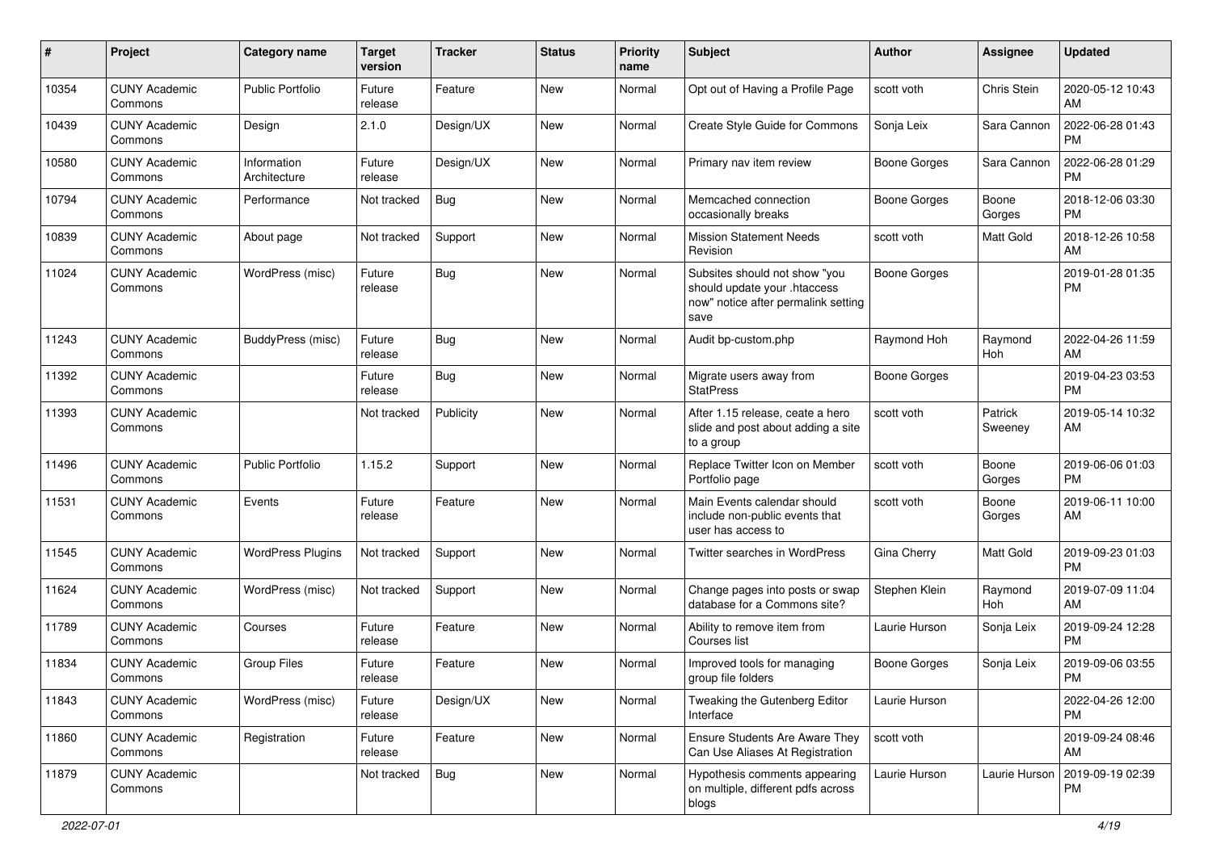| # | Project | Category name | Target version | Tracker | Status | Priority name | Subject | Author | Assignee | Updated |
|---|---|---|---|---|---|---|---|---|---|---|
| 10354 | CUNY Academic Commons | Public Portfolio | Future release | Feature | New | Normal | Opt out of Having a Profile Page | scott voth | Chris Stein | 2020-05-12 10:43 AM |
| 10439 | CUNY Academic Commons | Design | 2.1.0 | Design/UX | New | Normal | Create Style Guide for Commons | Sonja Leix | Sara Cannon | 2022-06-28 01:43 PM |
| 10580 | CUNY Academic Commons | Information Architecture | Future release | Design/UX | New | Normal | Primary nav item review | Boone Gorges | Sara Cannon | 2022-06-28 01:29 PM |
| 10794 | CUNY Academic Commons | Performance | Not tracked | Bug | New | Normal | Memcached connection occasionally breaks | Boone Gorges | Boone Gorges | 2018-12-06 03:30 PM |
| 10839 | CUNY Academic Commons | About page | Not tracked | Support | New | Normal | Mission Statement Needs Revision | scott voth | Matt Gold | 2018-12-26 10:58 AM |
| 11024 | CUNY Academic Commons | WordPress (misc) | Future release | Bug | New | Normal | Subsites should not show "you should update your .htaccess now" notice after permalink setting save | Boone Gorges | | 2019-01-28 01:35 PM |
| 11243 | CUNY Academic Commons | BuddyPress (misc) | Future release | Bug | New | Normal | Audit bp-custom.php | Raymond Hoh | Raymond Hoh | 2022-04-26 11:59 AM |
| 11392 | CUNY Academic Commons | | Future release | Bug | New | Normal | Migrate users away from StatPress | Boone Gorges | | 2019-04-23 03:53 PM |
| 11393 | CUNY Academic Commons | | Not tracked | Publicity | New | Normal | After 1.15 release, ceate a hero slide and post about adding a site to a group | scott voth | Patrick Sweeney | 2019-05-14 10:32 AM |
| 11496 | CUNY Academic Commons | Public Portfolio | 1.15.2 | Support | New | Normal | Replace Twitter Icon on Member Portfolio page | scott voth | Boone Gorges | 2019-06-06 01:03 PM |
| 11531 | CUNY Academic Commons | Events | Future release | Feature | New | Normal | Main Events calendar should include non-public events that user has access to | scott voth | Boone Gorges | 2019-06-11 10:00 AM |
| 11545 | CUNY Academic Commons | WordPress Plugins | Not tracked | Support | New | Normal | Twitter searches in WordPress | Gina Cherry | Matt Gold | 2019-09-23 01:03 PM |
| 11624 | CUNY Academic Commons | WordPress (misc) | Not tracked | Support | New | Normal | Change pages into posts or swap database for a Commons site? | Stephen Klein | Raymond Hoh | 2019-07-09 11:04 AM |
| 11789 | CUNY Academic Commons | Courses | Future release | Feature | New | Normal | Ability to remove item from Courses list | Laurie Hurson | Sonja Leix | 2019-09-24 12:28 PM |
| 11834 | CUNY Academic Commons | Group Files | Future release | Feature | New | Normal | Improved tools for managing group file folders | Boone Gorges | Sonja Leix | 2019-09-06 03:55 PM |
| 11843 | CUNY Academic Commons | WordPress (misc) | Future release | Design/UX | New | Normal | Tweaking the Gutenberg Editor Interface | Laurie Hurson | | 2022-04-26 12:00 PM |
| 11860 | CUNY Academic Commons | Registration | Future release | Feature | New | Normal | Ensure Students Are Aware They Can Use Aliases At Registration | scott voth | | 2019-09-24 08:46 AM |
| 11879 | CUNY Academic Commons | | Not tracked | Bug | New | Normal | Hypothesis comments appearing on multiple, different pdfs across blogs | Laurie Hurson | Laurie Hurson | 2019-09-19 02:39 PM |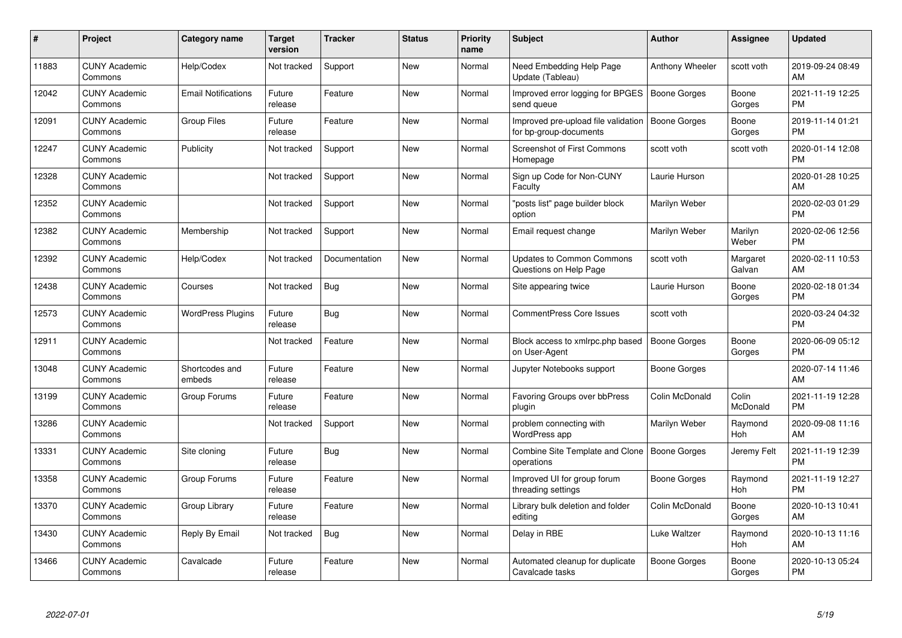| # | Project | Category name | Target version | Tracker | Status | Priority name | Subject | Author | Assignee | Updated |
|---|---|---|---|---|---|---|---|---|---|---|
| 11883 | CUNY Academic Commons | Help/Codex | Not tracked | Support | New | Normal | Need Embedding Help Page Update (Tableau) | Anthony Wheeler | scott voth | 2019-09-24 08:49 AM |
| 12042 | CUNY Academic Commons | Email Notifications | Future release | Feature | New | Normal | Improved error logging for BPGES send queue | Boone Gorges | Boone Gorges | 2021-11-19 12:25 PM |
| 12091 | CUNY Academic Commons | Group Files | Future release | Feature | New | Normal | Improved pre-upload file validation for bp-group-documents | Boone Gorges | Boone Gorges | 2019-11-14 01:21 PM |
| 12247 | CUNY Academic Commons | Publicity | Not tracked | Support | New | Normal | Screenshot of First Commons Homepage | scott voth | scott voth | 2020-01-14 12:08 PM |
| 12328 | CUNY Academic Commons | | Not tracked | Support | New | Normal | Sign up Code for Non-CUNY Faculty | Laurie Hurson | | 2020-01-28 10:25 AM |
| 12352 | CUNY Academic Commons | | Not tracked | Support | New | Normal | "posts list" page builder block option | Marilyn Weber | | 2020-02-03 01:29 PM |
| 12382 | CUNY Academic Commons | Membership | Not tracked | Support | New | Normal | Email request change | Marilyn Weber | Marilyn Weber | 2020-02-06 12:56 PM |
| 12392 | CUNY Academic Commons | Help/Codex | Not tracked | Documentation | New | Normal | Updates to Common Commons Questions on Help Page | scott voth | Margaret Galvan | 2020-02-11 10:53 AM |
| 12438 | CUNY Academic Commons | Courses | Not tracked | Bug | New | Normal | Site appearing twice | Laurie Hurson | Boone Gorges | 2020-02-18 01:34 PM |
| 12573 | CUNY Academic Commons | WordPress Plugins | Future release | Bug | New | Normal | CommentPress Core Issues | scott voth | | 2020-03-24 04:32 PM |
| 12911 | CUNY Academic Commons | | Not tracked | Feature | New | Normal | Block access to xmlrpc.php based on User-Agent | Boone Gorges | Boone Gorges | 2020-06-09 05:12 PM |
| 13048 | CUNY Academic Commons | Shortcodes and embeds | Future release | Feature | New | Normal | Jupyter Notebooks support | Boone Gorges | | 2020-07-14 11:46 AM |
| 13199 | CUNY Academic Commons | Group Forums | Future release | Feature | New | Normal | Favoring Groups over bbPress plugin | Colin McDonald | Colin McDonald | 2021-11-19 12:28 PM |
| 13286 | CUNY Academic Commons | | Not tracked | Support | New | Normal | problem connecting with WordPress app | Marilyn Weber | Raymond Hoh | 2020-09-08 11:16 AM |
| 13331 | CUNY Academic Commons | Site cloning | Future release | Bug | New | Normal | Combine Site Template and Clone operations | Boone Gorges | Jeremy Felt | 2021-11-19 12:39 PM |
| 13358 | CUNY Academic Commons | Group Forums | Future release | Feature | New | Normal | Improved UI for group forum threading settings | Boone Gorges | Raymond Hoh | 2021-11-19 12:27 PM |
| 13370 | CUNY Academic Commons | Group Library | Future release | Feature | New | Normal | Library bulk deletion and folder editing | Colin McDonald | Boone Gorges | 2020-10-13 10:41 AM |
| 13430 | CUNY Academic Commons | Reply By Email | Not tracked | Bug | New | Normal | Delay in RBE | Luke Waltzer | Raymond Hoh | 2020-10-13 11:16 AM |
| 13466 | CUNY Academic Commons | Cavalcade | Future release | Feature | New | Normal | Automated cleanup for duplicate Cavalcade tasks | Boone Gorges | Boone Gorges | 2020-10-13 05:24 PM |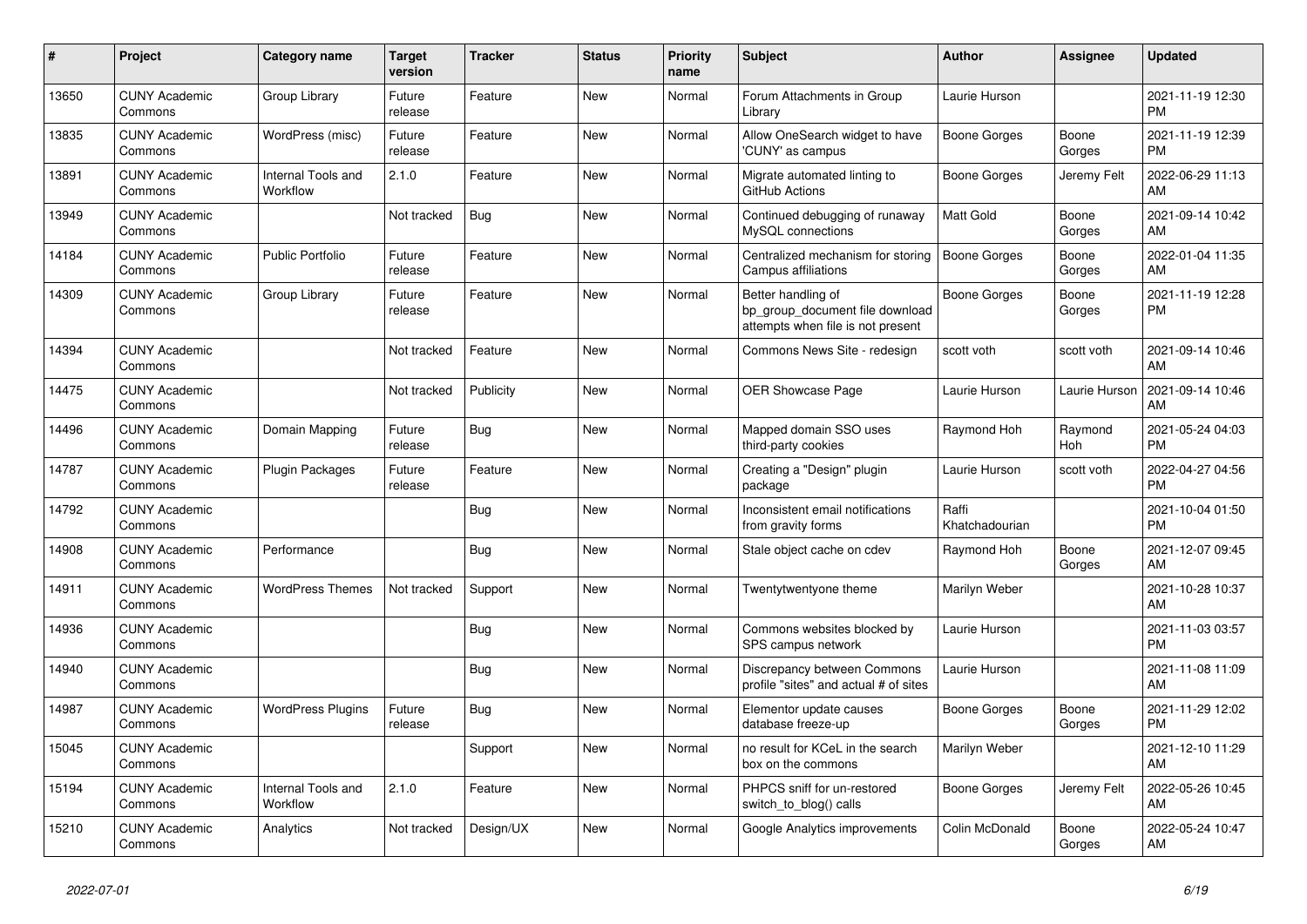| # | Project | Category name | Target version | Tracker | Status | Priority name | Subject | Author | Assignee | Updated |
|---|---|---|---|---|---|---|---|---|---|---|
| 13650 | CUNY Academic Commons | Group Library | Future release | Feature | New | Normal | Forum Attachments in Group Library | Laurie Hurson | | 2021-11-19 12:30 PM |
| 13835 | CUNY Academic Commons | WordPress (misc) | Future release | Feature | New | Normal | Allow OneSearch widget to have 'CUNY' as campus | Boone Gorges | Boone Gorges | 2021-11-19 12:39 PM |
| 13891 | CUNY Academic Commons | Internal Tools and Workflow | 2.1.0 | Feature | New | Normal | Migrate automated linting to GitHub Actions | Boone Gorges | Jeremy Felt | 2022-06-29 11:13 AM |
| 13949 | CUNY Academic Commons | | Not tracked | Bug | New | Normal | Continued debugging of runaway MySQL connections | Matt Gold | Boone Gorges | 2021-09-14 10:42 AM |
| 14184 | CUNY Academic Commons | Public Portfolio | Future release | Feature | New | Normal | Centralized mechanism for storing Campus affiliations | Boone Gorges | Boone Gorges | 2022-01-04 11:35 AM |
| 14309 | CUNY Academic Commons | Group Library | Future release | Feature | New | Normal | Better handling of bp_group_document file download attempts when file is not present | Boone Gorges | Boone Gorges | 2021-11-19 12:28 PM |
| 14394 | CUNY Academic Commons | | Not tracked | Feature | New | Normal | Commons News Site - redesign | scott voth | scott voth | 2021-09-14 10:46 AM |
| 14475 | CUNY Academic Commons | | Not tracked | Publicity | New | Normal | OER Showcase Page | Laurie Hurson | Laurie Hurson | 2021-09-14 10:46 AM |
| 14496 | CUNY Academic Commons | Domain Mapping | Future release | Bug | New | Normal | Mapped domain SSO uses third-party cookies | Raymond Hoh | Raymond Hoh | 2021-05-24 04:03 PM |
| 14787 | CUNY Academic Commons | Plugin Packages | Future release | Feature | New | Normal | Creating a "Design" plugin package | Laurie Hurson | scott voth | 2022-04-27 04:56 PM |
| 14792 | CUNY Academic Commons | | | Bug | New | Normal | Inconsistent email notifications from gravity forms | Raffi Khatchadourian | | 2021-10-04 01:50 PM |
| 14908 | CUNY Academic Commons | Performance | | Bug | New | Normal | Stale object cache on cdev | Raymond Hoh | Boone Gorges | 2021-12-07 09:45 AM |
| 14911 | CUNY Academic Commons | WordPress Themes | Not tracked | Support | New | Normal | Twentytwentyone theme | Marilyn Weber | | 2021-10-28 10:37 AM |
| 14936 | CUNY Academic Commons | | | Bug | New | Normal | Commons websites blocked by SPS campus network | Laurie Hurson | | 2021-11-03 03:57 PM |
| 14940 | CUNY Academic Commons | | | Bug | New | Normal | Discrepancy between Commons profile "sites" and actual # of sites | Laurie Hurson | | 2021-11-08 11:09 AM |
| 14987 | CUNY Academic Commons | WordPress Plugins | Future release | Bug | New | Normal | Elementor update causes database freeze-up | Boone Gorges | Boone Gorges | 2021-11-29 12:02 PM |
| 15045 | CUNY Academic Commons | | | Support | New | Normal | no result for KCeL in the search box on the commons | Marilyn Weber | | 2021-12-10 11:29 AM |
| 15194 | CUNY Academic Commons | Internal Tools and Workflow | 2.1.0 | Feature | New | Normal | PHPCS sniff for un-restored switch_to_blog() calls | Boone Gorges | Jeremy Felt | 2022-05-26 10:45 AM |
| 15210 | CUNY Academic Commons | Analytics | Not tracked | Design/UX | New | Normal | Google Analytics improvements | Colin McDonald | Boone Gorges | 2022-05-24 10:47 AM |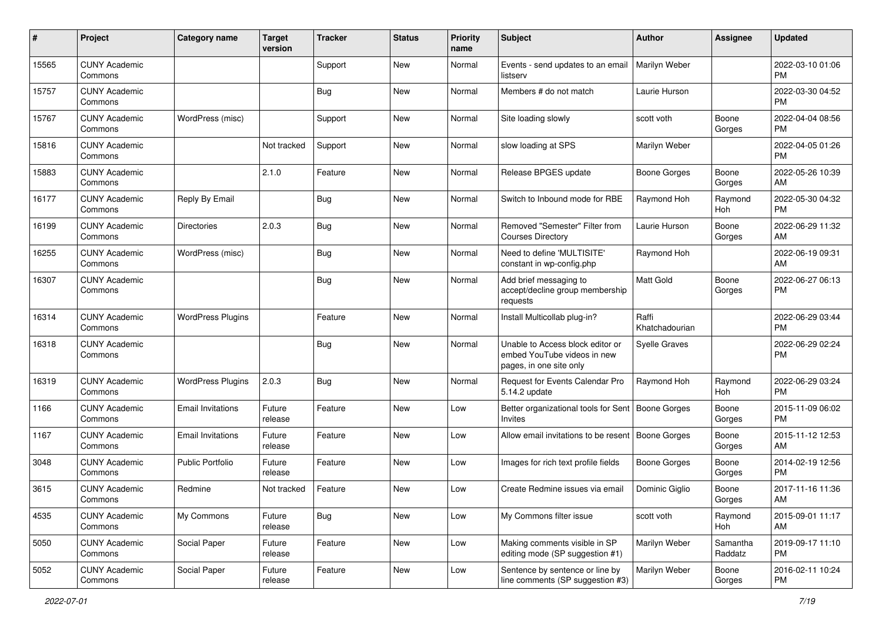| # | Project | Category name | Target version | Tracker | Status | Priority name | Subject | Author | Assignee | Updated |
|---|---|---|---|---|---|---|---|---|---|---|
| 15565 | CUNY Academic Commons | | | Support | New | Normal | Events - send updates to an email listserv | Marilyn Weber | | 2022-03-10 01:06 PM |
| 15757 | CUNY Academic Commons | | | Bug | New | Normal | Members # do not match | Laurie Hurson | | 2022-03-30 04:52 PM |
| 15767 | CUNY Academic Commons | WordPress (misc) | | Support | New | Normal | Site loading slowly | scott voth | Boone Gorges | 2022-04-04 08:56 PM |
| 15816 | CUNY Academic Commons | | Not tracked | Support | New | Normal | slow loading at SPS | Marilyn Weber | | 2022-04-05 01:26 PM |
| 15883 | CUNY Academic Commons | | 2.1.0 | Feature | New | Normal | Release BPGES update | Boone Gorges | Boone Gorges | 2022-05-26 10:39 AM |
| 16177 | CUNY Academic Commons | Reply By Email | | Bug | New | Normal | Switch to Inbound mode for RBE | Raymond Hoh | Raymond Hoh | 2022-05-30 04:32 PM |
| 16199 | CUNY Academic Commons | Directories | 2.0.3 | Bug | New | Normal | Removed "Semester" Filter from Courses Directory | Laurie Hurson | Boone Gorges | 2022-06-29 11:32 AM |
| 16255 | CUNY Academic Commons | WordPress (misc) | | Bug | New | Normal | Need to define 'MULTISITE' constant in wp-config.php | Raymond Hoh | | 2022-06-19 09:31 AM |
| 16307 | CUNY Academic Commons | | | Bug | New | Normal | Add brief messaging to accept/decline group membership requests | Matt Gold | Boone Gorges | 2022-06-27 06:13 PM |
| 16314 | CUNY Academic Commons | WordPress Plugins | | Feature | New | Normal | Install Multicollab plug-in? | Raffi Khatchadourian | | 2022-06-29 03:44 PM |
| 16318 | CUNY Academic Commons | | | Bug | New | Normal | Unable to Access block editor or embed YouTube videos in new pages, in one site only | Syelle Graves | | 2022-06-29 02:24 PM |
| 16319 | CUNY Academic Commons | WordPress Plugins | 2.0.3 | Bug | New | Normal | Request for Events Calendar Pro 5.14.2 update | Raymond Hoh | Raymond Hoh | 2022-06-29 03:24 PM |
| 1166 | CUNY Academic Commons | Email Invitations | Future release | Feature | New | Low | Better organizational tools for Sent Invites | Boone Gorges | Boone Gorges | 2015-11-09 06:02 PM |
| 1167 | CUNY Academic Commons | Email Invitations | Future release | Feature | New | Low | Allow email invitations to be resent | Boone Gorges | Boone Gorges | 2015-11-12 12:53 AM |
| 3048 | CUNY Academic Commons | Public Portfolio | Future release | Feature | New | Low | Images for rich text profile fields | Boone Gorges | Boone Gorges | 2014-02-19 12:56 PM |
| 3615 | CUNY Academic Commons | Redmine | Not tracked | Feature | New | Low | Create Redmine issues via email | Dominic Giglio | Boone Gorges | 2017-11-16 11:36 AM |
| 4535 | CUNY Academic Commons | My Commons | Future release | Bug | New | Low | My Commons filter issue | scott voth | Raymond Hoh | 2015-09-01 11:17 AM |
| 5050 | CUNY Academic Commons | Social Paper | Future release | Feature | New | Low | Making comments visible in SP editing mode (SP suggestion #1) | Marilyn Weber | Samantha Raddatz | 2019-09-17 11:10 PM |
| 5052 | CUNY Academic Commons | Social Paper | Future release | Feature | New | Low | Sentence by sentence or line by line comments (SP suggestion #3) | Marilyn Weber | Boone Gorges | 2016-02-11 10:24 PM |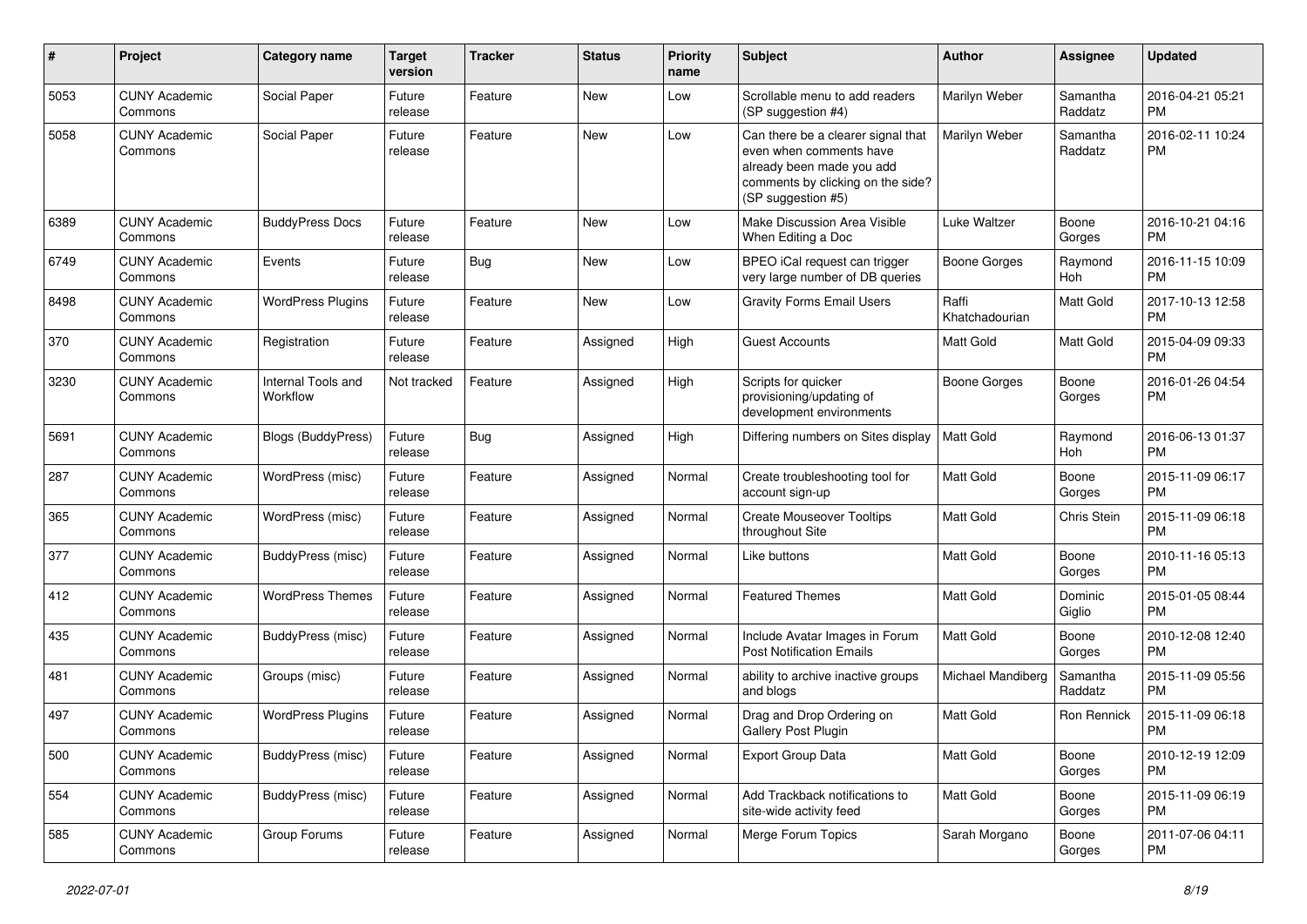| # | Project | Category name | Target version | Tracker | Status | Priority name | Subject | Author | Assignee | Updated |
|---|---|---|---|---|---|---|---|---|---|---|
| 5053 | CUNY Academic Commons | Social Paper | Future release | Feature | New | Low | Scrollable menu to add readers (SP suggestion #4) | Marilyn Weber | Samantha Raddatz | 2016-04-21 05:21 PM |
| 5058 | CUNY Academic Commons | Social Paper | Future release | Feature | New | Low | Can there be a clearer signal that even when comments have already been made you add comments by clicking on the side? (SP suggestion #5) | Marilyn Weber | Samantha Raddatz | 2016-02-11 10:24 PM |
| 6389 | CUNY Academic Commons | BuddyPress Docs | Future release | Feature | New | Low | Make Discussion Area Visible When Editing a Doc | Luke Waltzer | Boone Gorges | 2016-10-21 04:16 PM |
| 6749 | CUNY Academic Commons | Events | Future release | Bug | New | Low | BPEO iCal request can trigger very large number of DB queries | Boone Gorges | Raymond Hoh | 2016-11-15 10:09 PM |
| 8498 | CUNY Academic Commons | WordPress Plugins | Future release | Feature | New | Low | Gravity Forms Email Users | Raffi Khatchadourian | Matt Gold | 2017-10-13 12:58 PM |
| 370 | CUNY Academic Commons | Registration | Future release | Feature | Assigned | High | Guest Accounts | Matt Gold | Matt Gold | 2015-04-09 09:33 PM |
| 3230 | CUNY Academic Commons | Internal Tools and Workflow | Not tracked | Feature | Assigned | High | Scripts for quicker provisioning/updating of development environments | Boone Gorges | Boone Gorges | 2016-01-26 04:54 PM |
| 5691 | CUNY Academic Commons | Blogs (BuddyPress) | Future release | Bug | Assigned | High | Differing numbers on Sites display | Matt Gold | Raymond Hoh | 2016-06-13 01:37 PM |
| 287 | CUNY Academic Commons | WordPress (misc) | Future release | Feature | Assigned | Normal | Create troubleshooting tool for account sign-up | Matt Gold | Boone Gorges | 2015-11-09 06:17 PM |
| 365 | CUNY Academic Commons | WordPress (misc) | Future release | Feature | Assigned | Normal | Create Mouseover Tooltips throughout Site | Matt Gold | Chris Stein | 2015-11-09 06:18 PM |
| 377 | CUNY Academic Commons | BuddyPress (misc) | Future release | Feature | Assigned | Normal | Like buttons | Matt Gold | Boone Gorges | 2010-11-16 05:13 PM |
| 412 | CUNY Academic Commons | WordPress Themes | Future release | Feature | Assigned | Normal | Featured Themes | Matt Gold | Dominic Giglio | 2015-01-05 08:44 PM |
| 435 | CUNY Academic Commons | BuddyPress (misc) | Future release | Feature | Assigned | Normal | Include Avatar Images in Forum Post Notification Emails | Matt Gold | Boone Gorges | 2010-12-08 12:40 PM |
| 481 | CUNY Academic Commons | Groups (misc) | Future release | Feature | Assigned | Normal | ability to archive inactive groups and blogs | Michael Mandiberg | Samantha Raddatz | 2015-11-09 05:56 PM |
| 497 | CUNY Academic Commons | WordPress Plugins | Future release | Feature | Assigned | Normal | Drag and Drop Ordering on Gallery Post Plugin | Matt Gold | Ron Rennick | 2015-11-09 06:18 PM |
| 500 | CUNY Academic Commons | BuddyPress (misc) | Future release | Feature | Assigned | Normal | Export Group Data | Matt Gold | Boone Gorges | 2010-12-19 12:09 PM |
| 554 | CUNY Academic Commons | BuddyPress (misc) | Future release | Feature | Assigned | Normal | Add Trackback notifications to site-wide activity feed | Matt Gold | Boone Gorges | 2015-11-09 06:19 PM |
| 585 | CUNY Academic Commons | Group Forums | Future release | Feature | Assigned | Normal | Merge Forum Topics | Sarah Morgano | Boone Gorges | 2011-07-06 04:11 PM |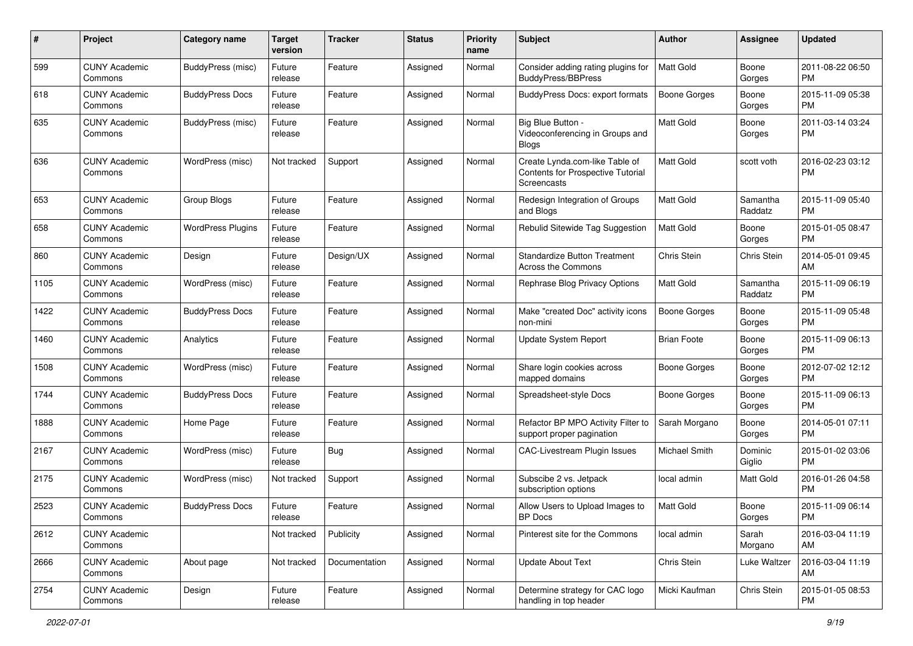| # | Project | Category name | Target version | Tracker | Status | Priority name | Subject | Author | Assignee | Updated |
|---|---|---|---|---|---|---|---|---|---|---|
| 599 | CUNY Academic Commons | BuddyPress (misc) | Future release | Feature | Assigned | Normal | Consider adding rating plugins for BuddyPress/BBPress | Matt Gold | Boone Gorges | 2011-08-22 06:50 PM |
| 618 | CUNY Academic Commons | BuddyPress Docs | Future release | Feature | Assigned | Normal | BuddyPress Docs: export formats | Boone Gorges | Boone Gorges | 2015-11-09 05:38 PM |
| 635 | CUNY Academic Commons | BuddyPress (misc) | Future release | Feature | Assigned | Normal | Big Blue Button - Videoconferencing in Groups and Blogs | Matt Gold | Boone Gorges | 2011-03-14 03:24 PM |
| 636 | CUNY Academic Commons | WordPress (misc) | Not tracked | Support | Assigned | Normal | Create Lynda.com-like Table of Contents for Prospective Tutorial Screencasts | Matt Gold | scott voth | 2016-02-23 03:12 PM |
| 653 | CUNY Academic Commons | Group Blogs | Future release | Feature | Assigned | Normal | Redesign Integration of Groups and Blogs | Matt Gold | Samantha Raddatz | 2015-11-09 05:40 PM |
| 658 | CUNY Academic Commons | WordPress Plugins | Future release | Feature | Assigned | Normal | Rebulid Sitewide Tag Suggestion | Matt Gold | Boone Gorges | 2015-01-05 08:47 PM |
| 860 | CUNY Academic Commons | Design | Future release | Design/UX | Assigned | Normal | Standardize Button Treatment Across the Commons | Chris Stein | Chris Stein | 2014-05-01 09:45 AM |
| 1105 | CUNY Academic Commons | WordPress (misc) | Future release | Feature | Assigned | Normal | Rephrase Blog Privacy Options | Matt Gold | Samantha Raddatz | 2015-11-09 06:19 PM |
| 1422 | CUNY Academic Commons | BuddyPress Docs | Future release | Feature | Assigned | Normal | Make "created Doc" activity icons non-mini | Boone Gorges | Boone Gorges | 2015-11-09 05:48 PM |
| 1460 | CUNY Academic Commons | Analytics | Future release | Feature | Assigned | Normal | Update System Report | Brian Foote | Boone Gorges | 2015-11-09 06:13 PM |
| 1508 | CUNY Academic Commons | WordPress (misc) | Future release | Feature | Assigned | Normal | Share login cookies across mapped domains | Boone Gorges | Boone Gorges | 2012-07-02 12:12 PM |
| 1744 | CUNY Academic Commons | BuddyPress Docs | Future release | Feature | Assigned | Normal | Spreadsheet-style Docs | Boone Gorges | Boone Gorges | 2015-11-09 06:13 PM |
| 1888 | CUNY Academic Commons | Home Page | Future release | Feature | Assigned | Normal | Refactor BP MPO Activity Filter to support proper pagination | Sarah Morgano | Boone Gorges | 2014-05-01 07:11 PM |
| 2167 | CUNY Academic Commons | WordPress (misc) | Future release | Bug | Assigned | Normal | CAC-Livestream Plugin Issues | Michael Smith | Dominic Giglio | 2015-01-02 03:06 PM |
| 2175 | CUNY Academic Commons | WordPress (misc) | Not tracked | Support | Assigned | Normal | Subscibe 2 vs. Jetpack subscription options | local admin | Matt Gold | 2016-01-26 04:58 PM |
| 2523 | CUNY Academic Commons | BuddyPress Docs | Future release | Feature | Assigned | Normal | Allow Users to Upload Images to BP Docs | Matt Gold | Boone Gorges | 2015-11-09 06:14 PM |
| 2612 | CUNY Academic Commons | | Not tracked | Publicity | Assigned | Normal | Pinterest site for the Commons | local admin | Sarah Morgano | 2016-03-04 11:19 AM |
| 2666 | CUNY Academic Commons | About page | Not tracked | Documentation | Assigned | Normal | Update About Text | Chris Stein | Luke Waltzer | 2016-03-04 11:19 AM |
| 2754 | CUNY Academic Commons | Design | Future release | Feature | Assigned | Normal | Determine strategy for CAC logo handling in top header | Micki Kaufman | Chris Stein | 2015-01-05 08:53 PM |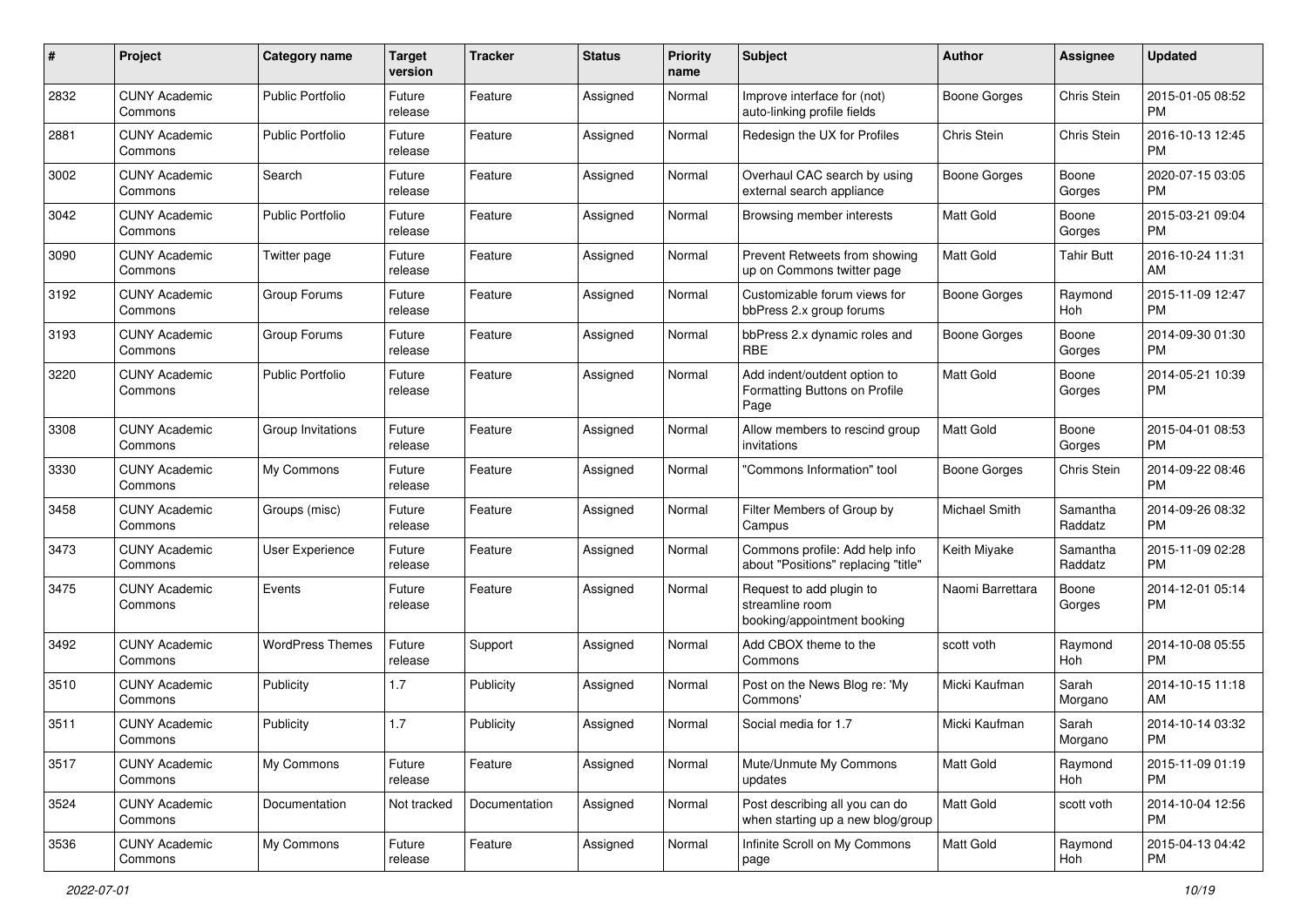| # | Project | Category name | Target version | Tracker | Status | Priority name | Subject | Author | Assignee | Updated |
|---|---|---|---|---|---|---|---|---|---|---|
| 2832 | CUNY Academic Commons | Public Portfolio | Future release | Feature | Assigned | Normal | Improve interface for (not) auto-linking profile fields | Boone Gorges | Chris Stein | 2015-01-05 08:52 PM |
| 2881 | CUNY Academic Commons | Public Portfolio | Future release | Feature | Assigned | Normal | Redesign the UX for Profiles | Chris Stein | Chris Stein | 2016-10-13 12:45 PM |
| 3002 | CUNY Academic Commons | Search | Future release | Feature | Assigned | Normal | Overhaul CAC search by using external search appliance | Boone Gorges | Boone Gorges | 2020-07-15 03:05 PM |
| 3042 | CUNY Academic Commons | Public Portfolio | Future release | Feature | Assigned | Normal | Browsing member interests | Matt Gold | Boone Gorges | 2015-03-21 09:04 PM |
| 3090 | CUNY Academic Commons | Twitter page | Future release | Feature | Assigned | Normal | Prevent Retweets from showing up on Commons twitter page | Matt Gold | Tahir Butt | 2016-10-24 11:31 AM |
| 3192 | CUNY Academic Commons | Group Forums | Future release | Feature | Assigned | Normal | Customizable forum views for bbPress 2.x group forums | Boone Gorges | Raymond Hoh | 2015-11-09 12:47 PM |
| 3193 | CUNY Academic Commons | Group Forums | Future release | Feature | Assigned | Normal | bbPress 2.x dynamic roles and RBE | Boone Gorges | Boone Gorges | 2014-09-30 01:30 PM |
| 3220 | CUNY Academic Commons | Public Portfolio | Future release | Feature | Assigned | Normal | Add indent/outdent option to Formatting Buttons on Profile Page | Matt Gold | Boone Gorges | 2014-05-21 10:39 PM |
| 3308 | CUNY Academic Commons | Group Invitations | Future release | Feature | Assigned | Normal | Allow members to rescind group invitations | Matt Gold | Boone Gorges | 2015-04-01 08:53 PM |
| 3330 | CUNY Academic Commons | My Commons | Future release | Feature | Assigned | Normal | "Commons Information" tool | Boone Gorges | Chris Stein | 2014-09-22 08:46 PM |
| 3458 | CUNY Academic Commons | Groups (misc) | Future release | Feature | Assigned | Normal | Filter Members of Group by Campus | Michael Smith | Samantha Raddatz | 2014-09-26 08:32 PM |
| 3473 | CUNY Academic Commons | User Experience | Future release | Feature | Assigned | Normal | Commons profile: Add help info about "Positions" replacing "title" | Keith Miyake | Samantha Raddatz | 2015-11-09 02:28 PM |
| 3475 | CUNY Academic Commons | Events | Future release | Feature | Assigned | Normal | Request to add plugin to streamline room booking/appointment booking | Naomi Barrettara | Boone Gorges | 2014-12-01 05:14 PM |
| 3492 | CUNY Academic Commons | WordPress Themes | Future release | Support | Assigned | Normal | Add CBOX theme to the Commons | scott voth | Raymond Hoh | 2014-10-08 05:55 PM |
| 3510 | CUNY Academic Commons | Publicity | 1.7 | Publicity | Assigned | Normal | Post on the News Blog re: 'My Commons' | Micki Kaufman | Sarah Morgano | 2014-10-15 11:18 AM |
| 3511 | CUNY Academic Commons | Publicity | 1.7 | Publicity | Assigned | Normal | Social media for 1.7 | Micki Kaufman | Sarah Morgano | 2014-10-14 03:32 PM |
| 3517 | CUNY Academic Commons | My Commons | Future release | Feature | Assigned | Normal | Mute/Unmute My Commons updates | Matt Gold | Raymond Hoh | 2015-11-09 01:19 PM |
| 3524 | CUNY Academic Commons | Documentation | Not tracked | Documentation | Assigned | Normal | Post describing all you can do when starting up a new blog/group | Matt Gold | scott voth | 2014-10-04 12:56 PM |
| 3536 | CUNY Academic Commons | My Commons | Future release | Feature | Assigned | Normal | Infinite Scroll on My Commons page | Matt Gold | Raymond Hoh | 2015-04-13 04:42 PM |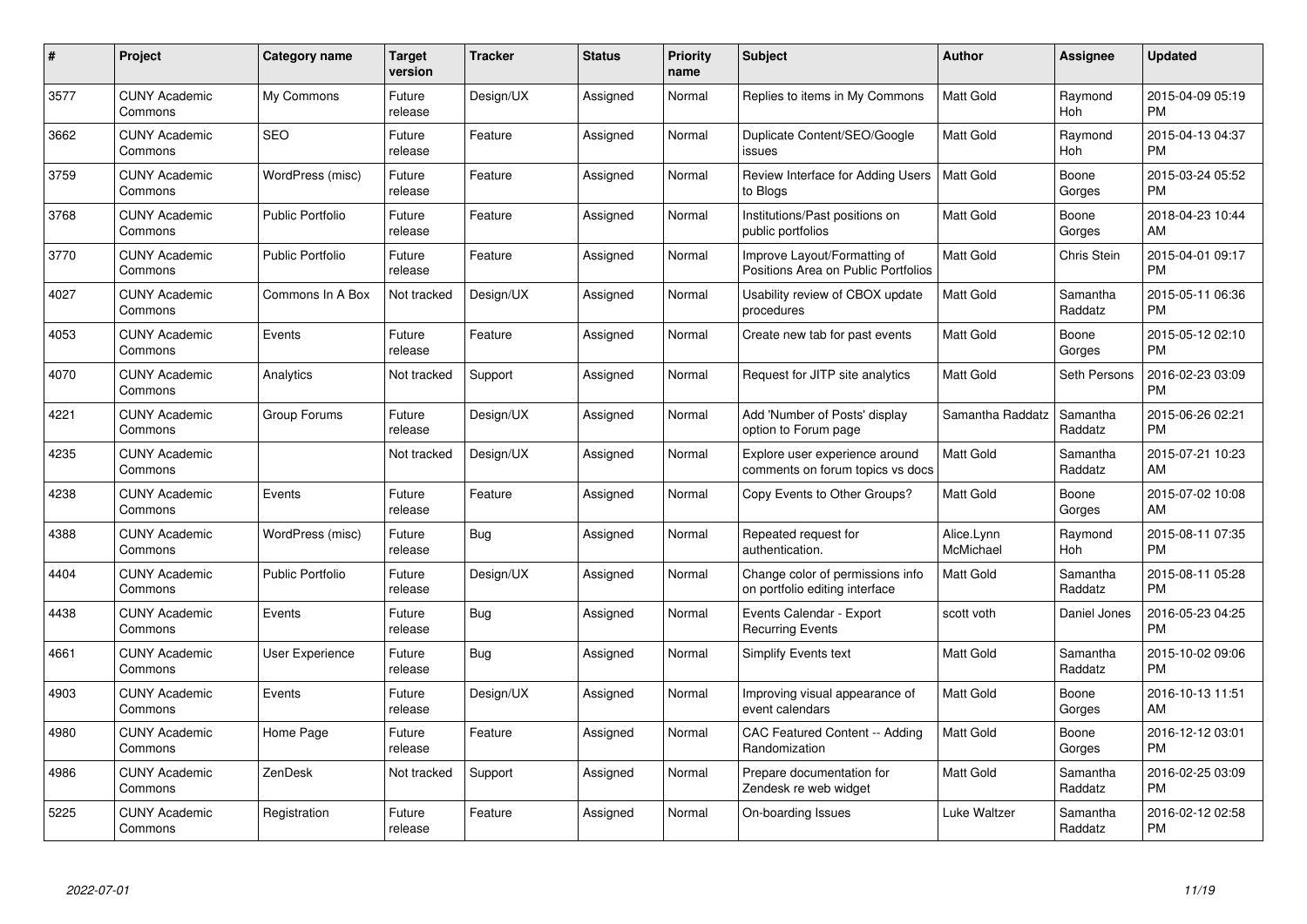| # | Project | Category name | Target version | Tracker | Status | Priority name | Subject | Author | Assignee | Updated |
|---|---|---|---|---|---|---|---|---|---|---|
| 3577 | CUNY Academic Commons | My Commons | Future release | Design/UX | Assigned | Normal | Replies to items in My Commons | Matt Gold | Raymond Hoh | 2015-04-09 05:19 PM |
| 3662 | CUNY Academic Commons | SEO | Future release | Feature | Assigned | Normal | Duplicate Content/SEO/Google issues | Matt Gold | Raymond Hoh | 2015-04-13 04:37 PM |
| 3759 | CUNY Academic Commons | WordPress (misc) | Future release | Feature | Assigned | Normal | Review Interface for Adding Users to Blogs | Matt Gold | Boone Gorges | 2015-03-24 05:52 PM |
| 3768 | CUNY Academic Commons | Public Portfolio | Future release | Feature | Assigned | Normal | Institutions/Past positions on public portfolios | Matt Gold | Boone Gorges | 2018-04-23 10:44 AM |
| 3770 | CUNY Academic Commons | Public Portfolio | Future release | Feature | Assigned | Normal | Improve Layout/Formatting of Positions Area on Public Portfolios | Matt Gold | Chris Stein | 2015-04-01 09:17 PM |
| 4027 | CUNY Academic Commons | Commons In A Box | Not tracked | Design/UX | Assigned | Normal | Usability review of CBOX update procedures | Matt Gold | Samantha Raddatz | 2015-05-11 06:36 PM |
| 4053 | CUNY Academic Commons | Events | Future release | Feature | Assigned | Normal | Create new tab for past events | Matt Gold | Boone Gorges | 2015-05-12 02:10 PM |
| 4070 | CUNY Academic Commons | Analytics | Not tracked | Support | Assigned | Normal | Request for JITP site analytics | Matt Gold | Seth Persons | 2016-02-23 03:09 PM |
| 4221 | CUNY Academic Commons | Group Forums | Future release | Design/UX | Assigned | Normal | Add 'Number of Posts' display option to Forum page | Samantha Raddatz | Samantha Raddatz | 2015-06-26 02:21 PM |
| 4235 | CUNY Academic Commons | | Not tracked | Design/UX | Assigned | Normal | Explore user experience around comments on forum topics vs docs | Matt Gold | Samantha Raddatz | 2015-07-21 10:23 AM |
| 4238 | CUNY Academic Commons | Events | Future release | Feature | Assigned | Normal | Copy Events to Other Groups? | Matt Gold | Boone Gorges | 2015-07-02 10:08 AM |
| 4388 | CUNY Academic Commons | WordPress (misc) | Future release | Bug | Assigned | Normal | Repeated request for authentication. | Alice.Lynn McMichael | Raymond Hoh | 2015-08-11 07:35 PM |
| 4404 | CUNY Academic Commons | Public Portfolio | Future release | Design/UX | Assigned | Normal | Change color of permissions info on portfolio editing interface | Matt Gold | Samantha Raddatz | 2015-08-11 05:28 PM |
| 4438 | CUNY Academic Commons | Events | Future release | Bug | Assigned | Normal | Events Calendar - Export Recurring Events | scott voth | Daniel Jones | 2016-05-23 04:25 PM |
| 4661 | CUNY Academic Commons | User Experience | Future release | Bug | Assigned | Normal | Simplify Events text | Matt Gold | Samantha Raddatz | 2015-10-02 09:06 PM |
| 4903 | CUNY Academic Commons | Events | Future release | Design/UX | Assigned | Normal | Improving visual appearance of event calendars | Matt Gold | Boone Gorges | 2016-10-13 11:51 AM |
| 4980 | CUNY Academic Commons | Home Page | Future release | Feature | Assigned | Normal | CAC Featured Content -- Adding Randomization | Matt Gold | Boone Gorges | 2016-12-12 03:01 PM |
| 4986 | CUNY Academic Commons | ZenDesk | Not tracked | Support | Assigned | Normal | Prepare documentation for Zendesk re web widget | Matt Gold | Samantha Raddatz | 2016-02-25 03:09 PM |
| 5225 | CUNY Academic Commons | Registration | Future release | Feature | Assigned | Normal | On-boarding Issues | Luke Waltzer | Samantha Raddatz | 2016-02-12 02:58 PM |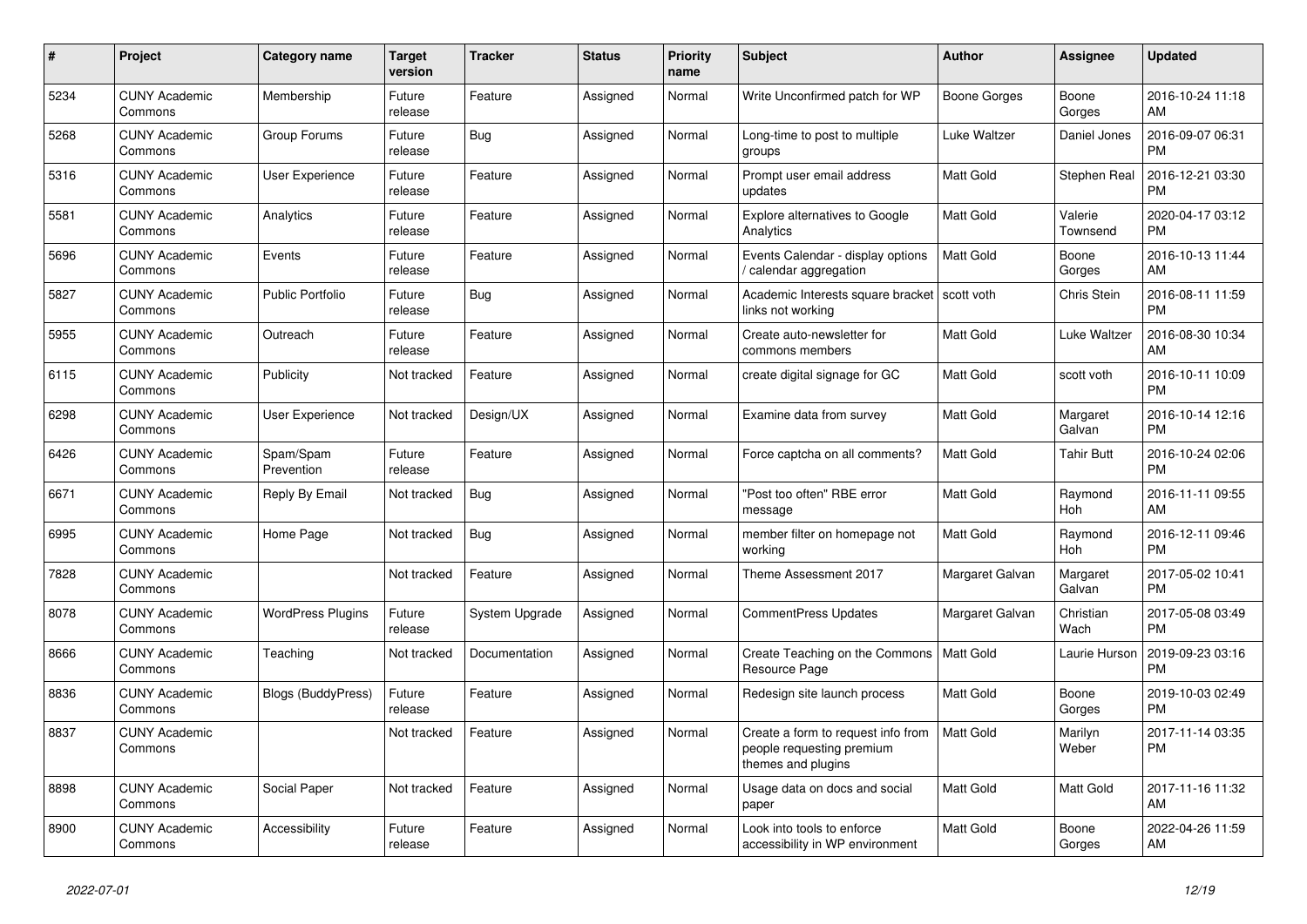| # | Project | Category name | Target version | Tracker | Status | Priority name | Subject | Author | Assignee | Updated |
|---|---|---|---|---|---|---|---|---|---|---|
| 5234 | CUNY Academic Commons | Membership | Future release | Feature | Assigned | Normal | Write Unconfirmed patch for WP | Boone Gorges | Boone Gorges | 2016-10-24 11:18 AM |
| 5268 | CUNY Academic Commons | Group Forums | Future release | Bug | Assigned | Normal | Long-time to post to multiple groups | Luke Waltzer | Daniel Jones | 2016-09-07 06:31 PM |
| 5316 | CUNY Academic Commons | User Experience | Future release | Feature | Assigned | Normal | Prompt user email address updates | Matt Gold | Stephen Real | 2016-12-21 03:30 PM |
| 5581 | CUNY Academic Commons | Analytics | Future release | Feature | Assigned | Normal | Explore alternatives to Google Analytics | Matt Gold | Valerie Townsend | 2020-04-17 03:12 PM |
| 5696 | CUNY Academic Commons | Events | Future release | Feature | Assigned | Normal | Events Calendar - display options / calendar aggregation | Matt Gold | Boone Gorges | 2016-10-13 11:44 AM |
| 5827 | CUNY Academic Commons | Public Portfolio | Future release | Bug | Assigned | Normal | Academic Interests square bracket links not working | scott voth | Chris Stein | 2016-08-11 11:59 PM |
| 5955 | CUNY Academic Commons | Outreach | Future release | Feature | Assigned | Normal | Create auto-newsletter for commons members | Matt Gold | Luke Waltzer | 2016-08-30 10:34 AM |
| 6115 | CUNY Academic Commons | Publicity | Not tracked | Feature | Assigned | Normal | create digital signage for GC | Matt Gold | scott voth | 2016-10-11 10:09 PM |
| 6298 | CUNY Academic Commons | User Experience | Not tracked | Design/UX | Assigned | Normal | Examine data from survey | Matt Gold | Margaret Galvan | 2016-10-14 12:16 PM |
| 6426 | CUNY Academic Commons | Spam/Spam Prevention | Future release | Feature | Assigned | Normal | Force captcha on all comments? | Matt Gold | Tahir Butt | 2016-10-24 02:06 PM |
| 6671 | CUNY Academic Commons | Reply By Email | Not tracked | Bug | Assigned | Normal | "Post too often" RBE error message | Matt Gold | Raymond Hoh | 2016-11-11 09:55 AM |
| 6995 | CUNY Academic Commons | Home Page | Not tracked | Bug | Assigned | Normal | member filter on homepage not working | Matt Gold | Raymond Hoh | 2016-12-11 09:46 PM |
| 7828 | CUNY Academic Commons | | Not tracked | Feature | Assigned | Normal | Theme Assessment 2017 | Margaret Galvan | Margaret Galvan | 2017-05-02 10:41 PM |
| 8078 | CUNY Academic Commons | WordPress Plugins | Future release | System Upgrade | Assigned | Normal | CommentPress Updates | Margaret Galvan | Christian Wach | 2017-05-08 03:49 PM |
| 8666 | CUNY Academic Commons | Teaching | Not tracked | Documentation | Assigned | Normal | Create Teaching on the Commons Resource Page | Matt Gold | Laurie Hurson | 2019-09-23 03:16 PM |
| 8836 | CUNY Academic Commons | Blogs (BuddyPress) | Future release | Feature | Assigned | Normal | Redesign site launch process | Matt Gold | Boone Gorges | 2019-10-03 02:49 PM |
| 8837 | CUNY Academic Commons | | Not tracked | Feature | Assigned | Normal | Create a form to request info from people requesting premium themes and plugins | Matt Gold | Marilyn Weber | 2017-11-14 03:35 PM |
| 8898 | CUNY Academic Commons | Social Paper | Not tracked | Feature | Assigned | Normal | Usage data on docs and social paper | Matt Gold | Matt Gold | 2017-11-16 11:32 AM |
| 8900 | CUNY Academic Commons | Accessibility | Future release | Feature | Assigned | Normal | Look into tools to enforce accessibility in WP environment | Matt Gold | Boone Gorges | 2022-04-26 11:59 AM |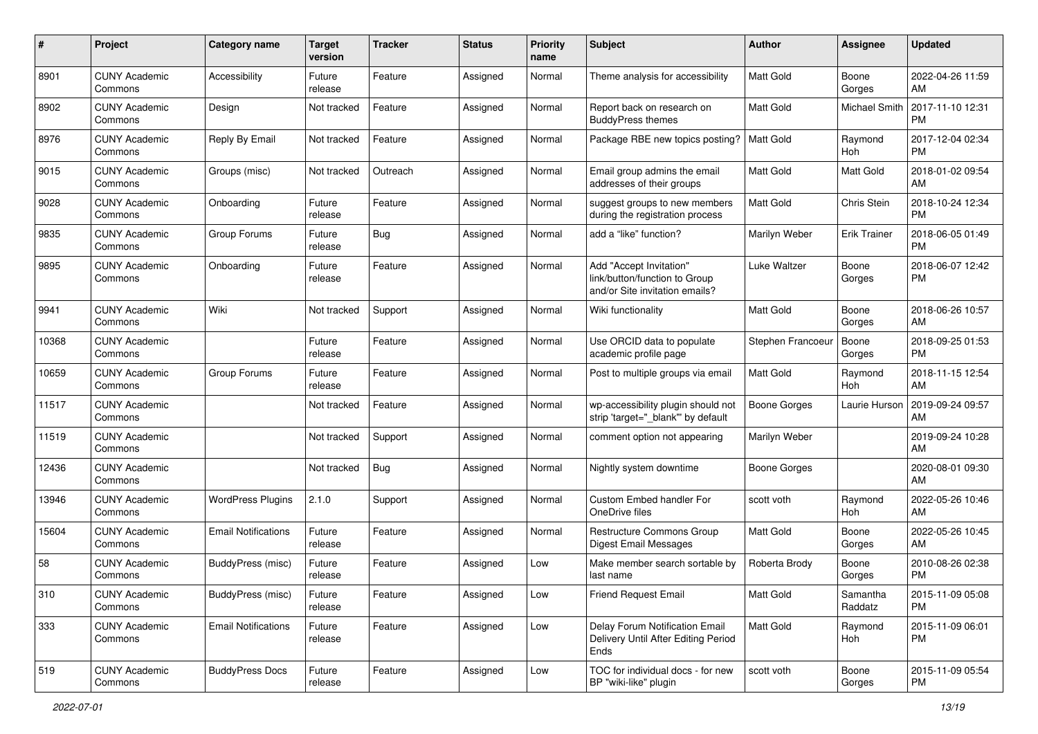| # | Project | Category name | Target version | Tracker | Status | Priority name | Subject | Author | Assignee | Updated |
|---|---|---|---|---|---|---|---|---|---|---|
| 8901 | CUNY Academic Commons | Accessibility | Future release | Feature | Assigned | Normal | Theme analysis for accessibility | Matt Gold | Boone Gorges | 2022-04-26 11:59 AM |
| 8902 | CUNY Academic Commons | Design | Not tracked | Feature | Assigned | Normal | Report back on research on BuddyPress themes | Matt Gold | Michael Smith | 2017-11-10 12:31 PM |
| 8976 | CUNY Academic Commons | Reply By Email | Not tracked | Feature | Assigned | Normal | Package RBE new topics posting? | Matt Gold | Raymond Hoh | 2017-12-04 02:34 PM |
| 9015 | CUNY Academic Commons | Groups (misc) | Not tracked | Outreach | Assigned | Normal | Email group admins the email addresses of their groups | Matt Gold | Matt Gold | 2018-01-02 09:54 AM |
| 9028 | CUNY Academic Commons | Onboarding | Future release | Feature | Assigned | Normal | suggest groups to new members during the registration process | Matt Gold | Chris Stein | 2018-10-24 12:34 PM |
| 9835 | CUNY Academic Commons | Group Forums | Future release | Bug | Assigned | Normal | add a “like” function? | Marilyn Weber | Erik Trainer | 2018-06-05 01:49 PM |
| 9895 | CUNY Academic Commons | Onboarding | Future release | Feature | Assigned | Normal | Add "Accept Invitation" link/button/function to Group and/or Site invitation emails? | Luke Waltzer | Boone Gorges | 2018-06-07 12:42 PM |
| 9941 | CUNY Academic Commons | Wiki | Not tracked | Support | Assigned | Normal | Wiki functionality | Matt Gold | Boone Gorges | 2018-06-26 10:57 AM |
| 10368 | CUNY Academic Commons | | Future release | Feature | Assigned | Normal | Use ORCID data to populate academic profile page | Stephen Francoeur | Boone Gorges | 2018-09-25 01:53 PM |
| 10659 | CUNY Academic Commons | Group Forums | Future release | Feature | Assigned | Normal | Post to multiple groups via email | Matt Gold | Raymond Hoh | 2018-11-15 12:54 AM |
| 11517 | CUNY Academic Commons | | Not tracked | Feature | Assigned | Normal | wp-accessibility plugin should not strip 'target="_blank"' by default | Boone Gorges | Laurie Hurson | 2019-09-24 09:57 AM |
| 11519 | CUNY Academic Commons | | Not tracked | Support | Assigned | Normal | comment option not appearing | Marilyn Weber | | 2019-09-24 10:28 AM |
| 12436 | CUNY Academic Commons | | Not tracked | Bug | Assigned | Normal | Nightly system downtime | Boone Gorges | | 2020-08-01 09:30 AM |
| 13946 | CUNY Academic Commons | WordPress Plugins | 2.1.0 | Support | Assigned | Normal | Custom Embed handler For OneDrive files | scott voth | Raymond Hoh | 2022-05-26 10:46 AM |
| 15604 | CUNY Academic Commons | Email Notifications | Future release | Feature | Assigned | Normal | Restructure Commons Group Digest Email Messages | Matt Gold | Boone Gorges | 2022-05-26 10:45 AM |
| 58 | CUNY Academic Commons | BuddyPress (misc) | Future release | Feature | Assigned | Low | Make member search sortable by last name | Roberta Brody | Boone Gorges | 2010-08-26 02:38 PM |
| 310 | CUNY Academic Commons | BuddyPress (misc) | Future release | Feature | Assigned | Low | Friend Request Email | Matt Gold | Samantha Raddatz | 2015-11-09 05:08 PM |
| 333 | CUNY Academic Commons | Email Notifications | Future release | Feature | Assigned | Low | Delay Forum Notification Email Delivery Until After Editing Period Ends | Matt Gold | Raymond Hoh | 2015-11-09 06:01 PM |
| 519 | CUNY Academic Commons | BuddyPress Docs | Future release | Feature | Assigned | Low | TOC for individual docs - for new BP "wiki-like" plugin | scott voth | Boone Gorges | 2015-11-09 05:54 PM |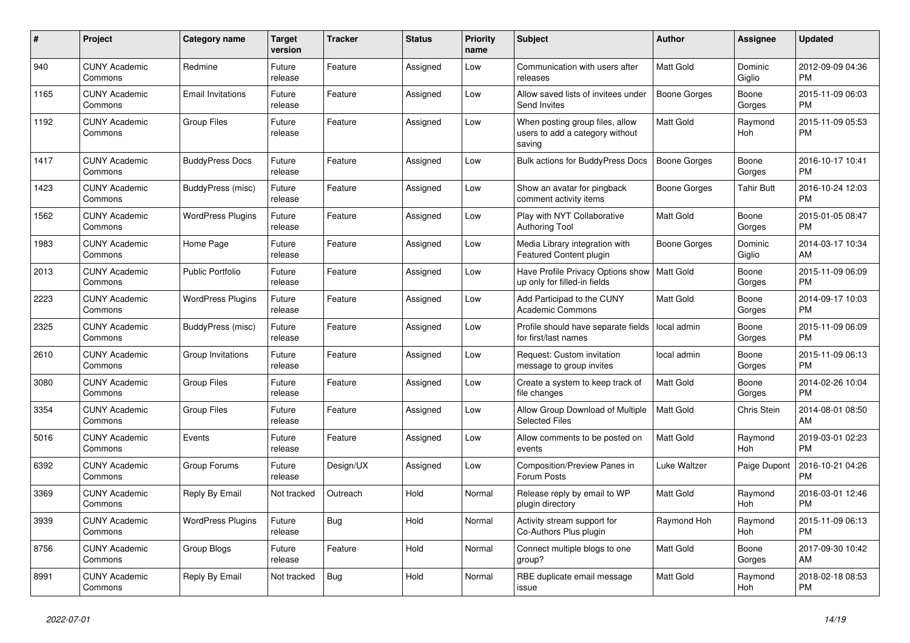| # | Project | Category name | Target version | Tracker | Status | Priority name | Subject | Author | Assignee | Updated |
|---|---|---|---|---|---|---|---|---|---|---|
| 940 | CUNY Academic Commons | Redmine | Future release | Feature | Assigned | Low | Communication with users after releases | Matt Gold | Dominic Giglio | 2012-09-09 04:36 PM |
| 1165 | CUNY Academic Commons | Email Invitations | Future release | Feature | Assigned | Low | Allow saved lists of invitees under Send Invites | Boone Gorges | Boone Gorges | 2015-11-09 06:03 PM |
| 1192 | CUNY Academic Commons | Group Files | Future release | Feature | Assigned | Low | When posting group files, allow users to add a category without saving | Matt Gold | Raymond Hoh | 2015-11-09 05:53 PM |
| 1417 | CUNY Academic Commons | BuddyPress Docs | Future release | Feature | Assigned | Low | Bulk actions for BuddyPress Docs | Boone Gorges | Boone Gorges | 2016-10-17 10:41 PM |
| 1423 | CUNY Academic Commons | BuddyPress (misc) | Future release | Feature | Assigned | Low | Show an avatar for pingback comment activity items | Boone Gorges | Tahir Butt | 2016-10-24 12:03 PM |
| 1562 | CUNY Academic Commons | WordPress Plugins | Future release | Feature | Assigned | Low | Play with NYT Collaborative Authoring Tool | Matt Gold | Boone Gorges | 2015-01-05 08:47 PM |
| 1983 | CUNY Academic Commons | Home Page | Future release | Feature | Assigned | Low | Media Library integration with Featured Content plugin | Boone Gorges | Dominic Giglio | 2014-03-17 10:34 AM |
| 2013 | CUNY Academic Commons | Public Portfolio | Future release | Feature | Assigned | Low | Have Profile Privacy Options show up only for filled-in fields | Matt Gold | Boone Gorges | 2015-11-09 06:09 PM |
| 2223 | CUNY Academic Commons | WordPress Plugins | Future release | Feature | Assigned | Low | Add Participad to the CUNY Academic Commons | Matt Gold | Boone Gorges | 2014-09-17 10:03 PM |
| 2325 | CUNY Academic Commons | BuddyPress (misc) | Future release | Feature | Assigned | Low | Profile should have separate fields for first/last names | local admin | Boone Gorges | 2015-11-09 06:09 PM |
| 2610 | CUNY Academic Commons | Group Invitations | Future release | Feature | Assigned | Low | Request: Custom invitation message to group invites | local admin | Boone Gorges | 2015-11-09 06:13 PM |
| 3080 | CUNY Academic Commons | Group Files | Future release | Feature | Assigned | Low | Create a system to keep track of file changes | Matt Gold | Boone Gorges | 2014-02-26 10:04 PM |
| 3354 | CUNY Academic Commons | Group Files | Future release | Feature | Assigned | Low | Allow Group Download of Multiple Selected Files | Matt Gold | Chris Stein | 2014-08-01 08:50 AM |
| 5016 | CUNY Academic Commons | Events | Future release | Feature | Assigned | Low | Allow comments to be posted on events | Matt Gold | Raymond Hoh | 2019-03-01 02:23 PM |
| 6392 | CUNY Academic Commons | Group Forums | Future release | Design/UX | Assigned | Low | Composition/Preview Panes in Forum Posts | Luke Waltzer | Paige Dupont | 2016-10-21 04:26 PM |
| 3369 | CUNY Academic Commons | Reply By Email | Not tracked | Outreach | Hold | Normal | Release reply by email to WP plugin directory | Matt Gold | Raymond Hoh | 2016-03-01 12:46 PM |
| 3939 | CUNY Academic Commons | WordPress Plugins | Future release | Bug | Hold | Normal | Activity stream support for Co-Authors Plus plugin | Raymond Hoh | Raymond Hoh | 2015-11-09 06:13 PM |
| 8756 | CUNY Academic Commons | Group Blogs | Future release | Feature | Hold | Normal | Connect multiple blogs to one group? | Matt Gold | Boone Gorges | 2017-09-30 10:42 AM |
| 8991 | CUNY Academic Commons | Reply By Email | Not tracked | Bug | Hold | Normal | RBE duplicate email message issue | Matt Gold | Raymond Hoh | 2018-02-18 08:53 PM |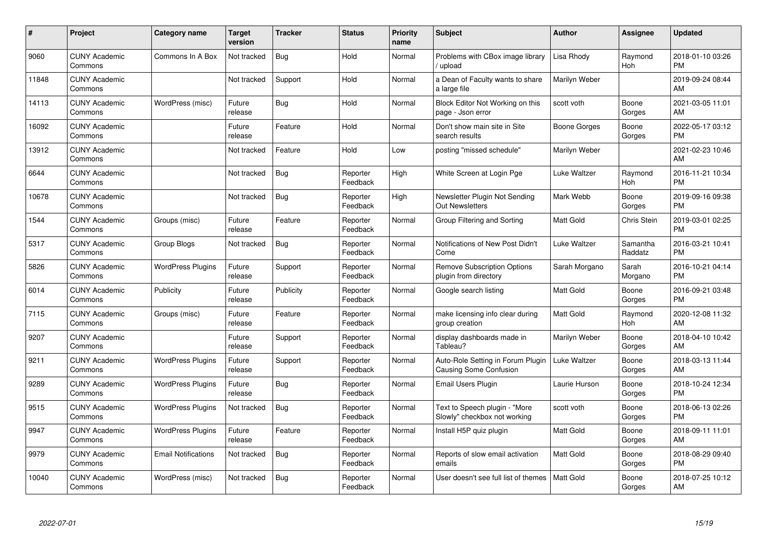| # | Project | Category name | Target version | Tracker | Status | Priority name | Subject | Author | Assignee | Updated |
|---|---|---|---|---|---|---|---|---|---|---|
| 9060 | CUNY Academic Commons | Commons In A Box | Not tracked | Bug | Hold | Normal | Problems with CBox image library / upload | Lisa Rhody | Raymond Hoh | 2018-01-10 03:26 PM |
| 11848 | CUNY Academic Commons | | Not tracked | Support | Hold | Normal | a Dean of Faculty wants to share a large file | Marilyn Weber | | 2019-09-24 08:44 AM |
| 14113 | CUNY Academic Commons | WordPress (misc) | Future release | Bug | Hold | Normal | Block Editor Not Working on this page - Json error | scott voth | Boone Gorges | 2021-03-05 11:01 AM |
| 16092 | CUNY Academic Commons | | Future release | Feature | Hold | Normal | Don't show main site in Site search results | Boone Gorges | Boone Gorges | 2022-05-17 03:12 PM |
| 13912 | CUNY Academic Commons | | Not tracked | Feature | Hold | Low | posting "missed schedule" | Marilyn Weber | | 2021-02-23 10:46 AM |
| 6644 | CUNY Academic Commons | | Not tracked | Bug | Reporter Feedback | High | White Screen at Login Pge | Luke Waltzer | Raymond Hoh | 2016-11-21 10:34 PM |
| 10678 | CUNY Academic Commons | | Not tracked | Bug | Reporter Feedback | High | Newsletter Plugin Not Sending Out Newsletters | Mark Webb | Boone Gorges | 2019-09-16 09:38 PM |
| 1544 | CUNY Academic Commons | Groups (misc) | Future release | Feature | Reporter Feedback | Normal | Group Filtering and Sorting | Matt Gold | Chris Stein | 2019-03-01 02:25 PM |
| 5317 | CUNY Academic Commons | Group Blogs | Not tracked | Bug | Reporter Feedback | Normal | Notifications of New Post Didn't Come | Luke Waltzer | Samantha Raddatz | 2016-03-21 10:41 PM |
| 5826 | CUNY Academic Commons | WordPress Plugins | Future release | Support | Reporter Feedback | Normal | Remove Subscription Options plugin from directory | Sarah Morgano | Sarah Morgano | 2016-10-21 04:14 PM |
| 6014 | CUNY Academic Commons | Publicity | Future release | Publicity | Reporter Feedback | Normal | Google search listing | Matt Gold | Boone Gorges | 2016-09-21 03:48 PM |
| 7115 | CUNY Academic Commons | Groups (misc) | Future release | Feature | Reporter Feedback | Normal | make licensing info clear during group creation | Matt Gold | Raymond Hoh | 2020-12-08 11:32 AM |
| 9207 | CUNY Academic Commons | | Future release | Support | Reporter Feedback | Normal | display dashboards made in Tableau? | Marilyn Weber | Boone Gorges | 2018-04-10 10:42 AM |
| 9211 | CUNY Academic Commons | WordPress Plugins | Future release | Support | Reporter Feedback | Normal | Auto-Role Setting in Forum Plugin Causing Some Confusion | Luke Waltzer | Boone Gorges | 2018-03-13 11:44 AM |
| 9289 | CUNY Academic Commons | WordPress Plugins | Future release | Bug | Reporter Feedback | Normal | Email Users Plugin | Laurie Hurson | Boone Gorges | 2018-10-24 12:34 PM |
| 9515 | CUNY Academic Commons | WordPress Plugins | Not tracked | Bug | Reporter Feedback | Normal | Text to Speech plugin - "More Slowly" checkbox not working | scott voth | Boone Gorges | 2018-06-13 02:26 PM |
| 9947 | CUNY Academic Commons | WordPress Plugins | Future release | Feature | Reporter Feedback | Normal | Install H5P quiz plugin | Matt Gold | Boone Gorges | 2018-09-11 11:01 AM |
| 9979 | CUNY Academic Commons | Email Notifications | Not tracked | Bug | Reporter Feedback | Normal | Reports of slow email activation emails | Matt Gold | Boone Gorges | 2018-08-29 09:40 PM |
| 10040 | CUNY Academic Commons | WordPress (misc) | Not tracked | Bug | Reporter Feedback | Normal | User doesn't see full list of themes | Matt Gold | Boone Gorges | 2018-07-25 10:12 AM |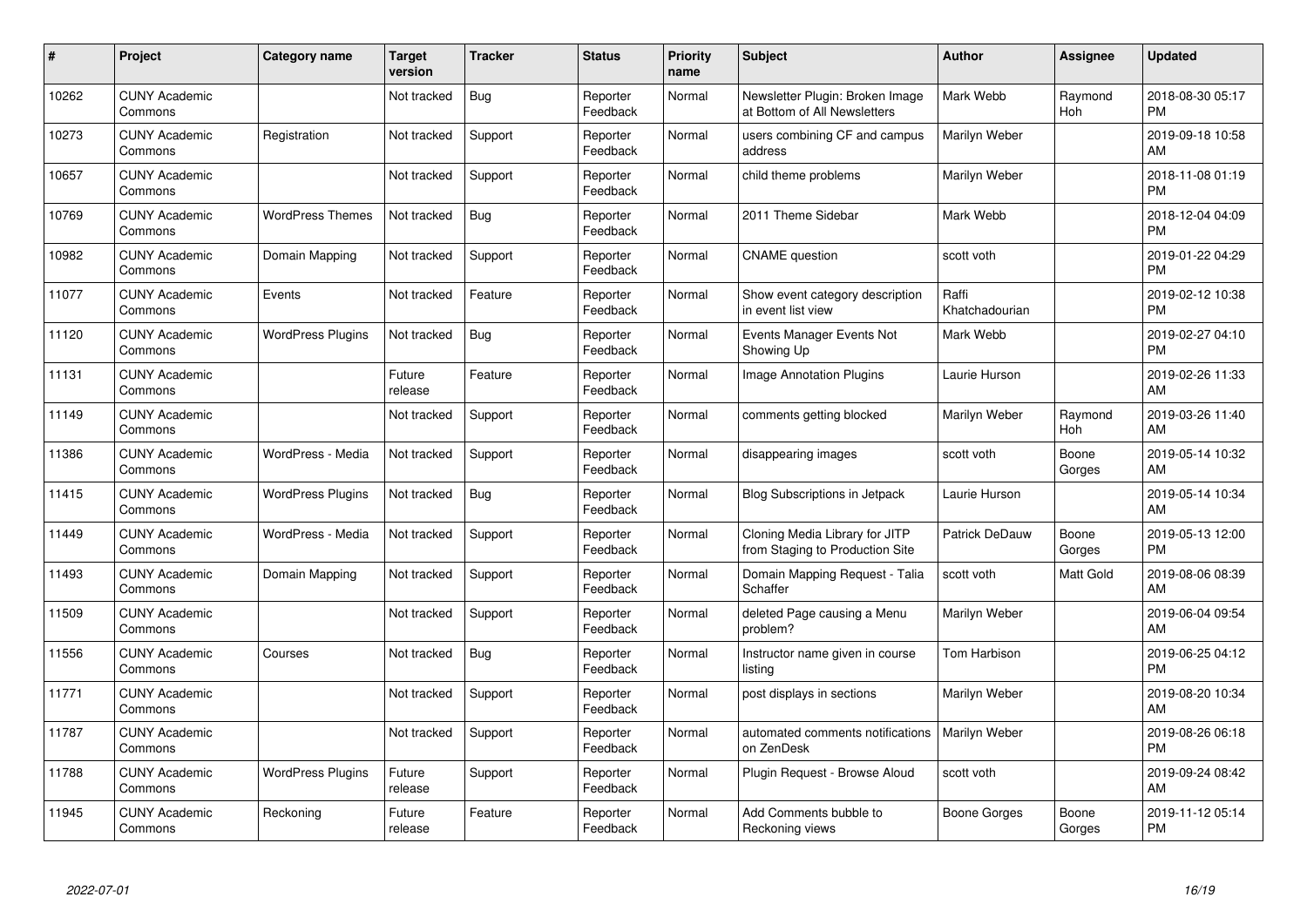| # | Project | Category name | Target version | Tracker | Status | Priority name | Subject | Author | Assignee | Updated |
|---|---|---|---|---|---|---|---|---|---|---|
| 10262 | CUNY Academic Commons | | Not tracked | Bug | Reporter Feedback | Normal | Newsletter Plugin: Broken Image at Bottom of All Newsletters | Mark Webb | Raymond Hoh | 2018-08-30 05:17 PM |
| 10273 | CUNY Academic Commons | Registration | Not tracked | Support | Reporter Feedback | Normal | users combining CF and campus address | Marilyn Weber | | 2019-09-18 10:58 AM |
| 10657 | CUNY Academic Commons | | Not tracked | Support | Reporter Feedback | Normal | child theme problems | Marilyn Weber | | 2018-11-08 01:19 PM |
| 10769 | CUNY Academic Commons | WordPress Themes | Not tracked | Bug | Reporter Feedback | Normal | 2011 Theme Sidebar | Mark Webb | | 2018-12-04 04:09 PM |
| 10982 | CUNY Academic Commons | Domain Mapping | Not tracked | Support | Reporter Feedback | Normal | CNAME question | scott voth | | 2019-01-22 04:29 PM |
| 11077 | CUNY Academic Commons | Events | Not tracked | Feature | Reporter Feedback | Normal | Show event category description in event list view | Raffi Khatchadourian | | 2019-02-12 10:38 PM |
| 11120 | CUNY Academic Commons | WordPress Plugins | Not tracked | Bug | Reporter Feedback | Normal | Events Manager Events Not Showing Up | Mark Webb | | 2019-02-27 04:10 PM |
| 11131 | CUNY Academic Commons | | Future release | Feature | Reporter Feedback | Normal | Image Annotation Plugins | Laurie Hurson | | 2019-02-26 11:33 AM |
| 11149 | CUNY Academic Commons | | Not tracked | Support | Reporter Feedback | Normal | comments getting blocked | Marilyn Weber | Raymond Hoh | 2019-03-26 11:40 AM |
| 11386 | CUNY Academic Commons | WordPress - Media | Not tracked | Support | Reporter Feedback | Normal | disappearing images | scott voth | Boone Gorges | 2019-05-14 10:32 AM |
| 11415 | CUNY Academic Commons | WordPress Plugins | Not tracked | Bug | Reporter Feedback | Normal | Blog Subscriptions in Jetpack | Laurie Hurson | | 2019-05-14 10:34 AM |
| 11449 | CUNY Academic Commons | WordPress - Media | Not tracked | Support | Reporter Feedback | Normal | Cloning Media Library for JITP from Staging to Production Site | Patrick DeDauw | Boone Gorges | 2019-05-13 12:00 PM |
| 11493 | CUNY Academic Commons | Domain Mapping | Not tracked | Support | Reporter Feedback | Normal | Domain Mapping Request - Talia Schaffer | scott voth | Matt Gold | 2019-08-06 08:39 AM |
| 11509 | CUNY Academic Commons | | Not tracked | Support | Reporter Feedback | Normal | deleted Page causing a Menu problem? | Marilyn Weber | | 2019-06-04 09:54 AM |
| 11556 | CUNY Academic Commons | Courses | Not tracked | Bug | Reporter Feedback | Normal | Instructor name given in course listing | Tom Harbison | | 2019-06-25 04:12 PM |
| 11771 | CUNY Academic Commons | | Not tracked | Support | Reporter Feedback | Normal | post displays in sections | Marilyn Weber | | 2019-08-20 10:34 AM |
| 11787 | CUNY Academic Commons | | Not tracked | Support | Reporter Feedback | Normal | automated comments notifications on ZenDesk | Marilyn Weber | | 2019-08-26 06:18 PM |
| 11788 | CUNY Academic Commons | WordPress Plugins | Future release | Support | Reporter Feedback | Normal | Plugin Request - Browse Aloud | scott voth | | 2019-09-24 08:42 AM |
| 11945 | CUNY Academic Commons | Reckoning | Future release | Feature | Reporter Feedback | Normal | Add Comments bubble to Reckoning views | Boone Gorges | Boone Gorges | 2019-11-12 05:14 PM |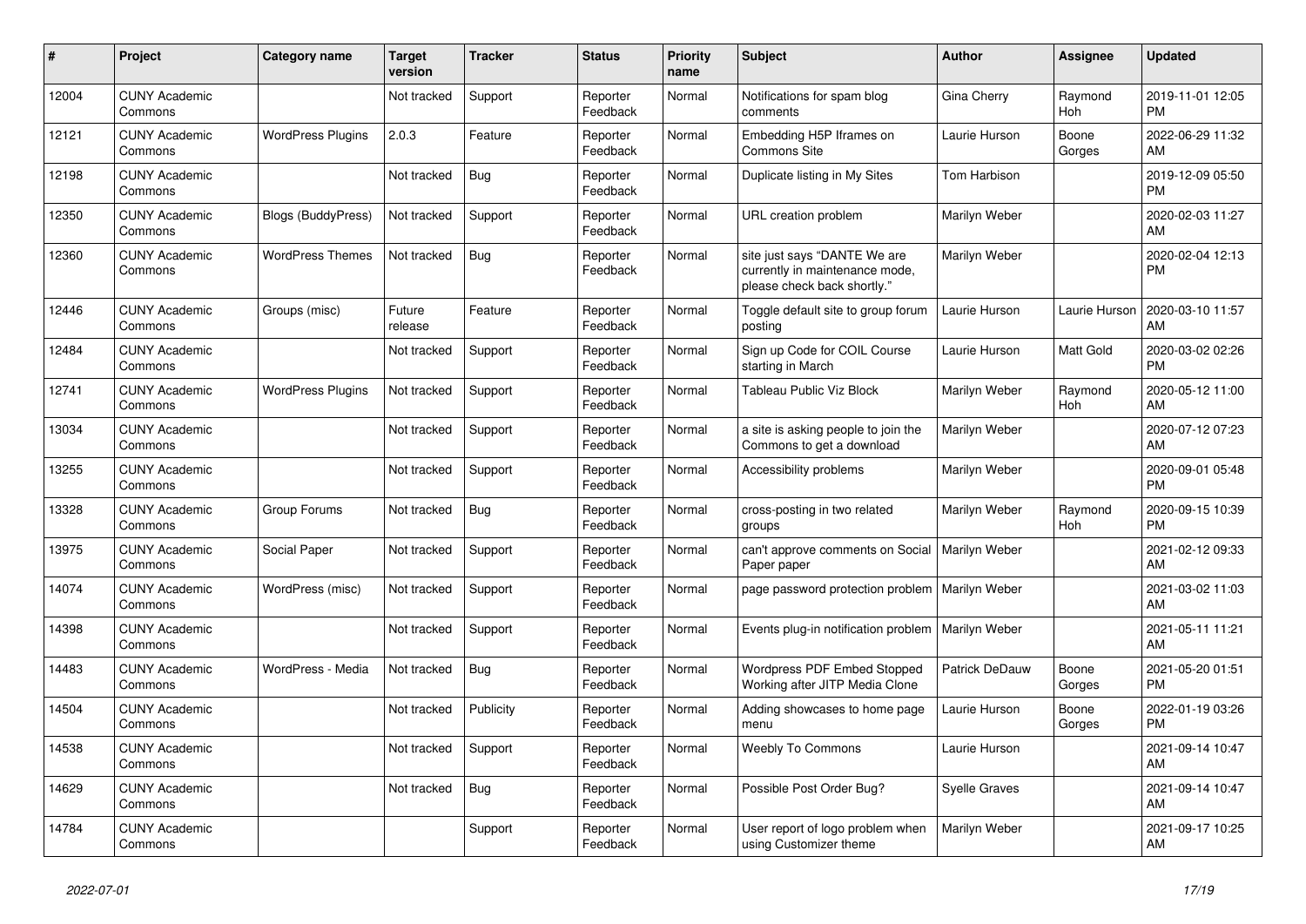| # | Project | Category name | Target version | Tracker | Status | Priority name | Subject | Author | Assignee | Updated |
|---|---|---|---|---|---|---|---|---|---|---|
| 12004 | CUNY Academic Commons | | Not tracked | Support | Reporter Feedback | Normal | Notifications for spam blog comments | Gina Cherry | Raymond Hoh | 2019-11-01 12:05 PM |
| 12121 | CUNY Academic Commons | WordPress Plugins | 2.0.3 | Feature | Reporter Feedback | Normal | Embedding H5P Iframes on Commons Site | Laurie Hurson | Boone Gorges | 2022-06-29 11:32 AM |
| 12198 | CUNY Academic Commons | | Not tracked | Bug | Reporter Feedback | Normal | Duplicate listing in My Sites | Tom Harbison | | 2019-12-09 05:50 PM |
| 12350 | CUNY Academic Commons | Blogs (BuddyPress) | Not tracked | Support | Reporter Feedback | Normal | URL creation problem | Marilyn Weber | | 2020-02-03 11:27 AM |
| 12360 | CUNY Academic Commons | WordPress Themes | Not tracked | Bug | Reporter Feedback | Normal | site just says "DANTE We are currently in maintenance mode, please check back shortly." | Marilyn Weber | | 2020-02-04 12:13 PM |
| 12446 | CUNY Academic Commons | Groups (misc) | Future release | Feature | Reporter Feedback | Normal | Toggle default site to group forum posting | Laurie Hurson | Laurie Hurson | 2020-03-10 11:57 AM |
| 12484 | CUNY Academic Commons | | Not tracked | Support | Reporter Feedback | Normal | Sign up Code for COIL Course starting in March | Laurie Hurson | Matt Gold | 2020-03-02 02:26 PM |
| 12741 | CUNY Academic Commons | WordPress Plugins | Not tracked | Support | Reporter Feedback | Normal | Tableau Public Viz Block | Marilyn Weber | Raymond Hoh | 2020-05-12 11:00 AM |
| 13034 | CUNY Academic Commons | | Not tracked | Support | Reporter Feedback | Normal | a site is asking people to join the Commons to get a download | Marilyn Weber | | 2020-07-12 07:23 AM |
| 13255 | CUNY Academic Commons | | Not tracked | Support | Reporter Feedback | Normal | Accessibility problems | Marilyn Weber | | 2020-09-01 05:48 PM |
| 13328 | CUNY Academic Commons | Group Forums | Not tracked | Bug | Reporter Feedback | Normal | cross-posting in two related groups | Marilyn Weber | Raymond Hoh | 2020-09-15 10:39 PM |
| 13975 | CUNY Academic Commons | Social Paper | Not tracked | Support | Reporter Feedback | Normal | can't approve comments on Social Paper paper | Marilyn Weber | | 2021-02-12 09:33 AM |
| 14074 | CUNY Academic Commons | WordPress (misc) | Not tracked | Support | Reporter Feedback | Normal | page password protection problem | Marilyn Weber | | 2021-03-02 11:03 AM |
| 14398 | CUNY Academic Commons | | Not tracked | Support | Reporter Feedback | Normal | Events plug-in notification problem | Marilyn Weber | | 2021-05-11 11:21 AM |
| 14483 | CUNY Academic Commons | WordPress - Media | Not tracked | Bug | Reporter Feedback | Normal | Wordpress PDF Embed Stopped Working after JITP Media Clone | Patrick DeDauw | Boone Gorges | 2021-05-20 01:51 PM |
| 14504 | CUNY Academic Commons | | Not tracked | Publicity | Reporter Feedback | Normal | Adding showcases to home page menu | Laurie Hurson | Boone Gorges | 2022-01-19 03:26 PM |
| 14538 | CUNY Academic Commons | | Not tracked | Support | Reporter Feedback | Normal | Weebly To Commons | Laurie Hurson | | 2021-09-14 10:47 AM |
| 14629 | CUNY Academic Commons | | Not tracked | Bug | Reporter Feedback | Normal | Possible Post Order Bug? | Syelle Graves | | 2021-09-14 10:47 AM |
| 14784 | CUNY Academic Commons | | | Support | Reporter Feedback | Normal | User report of logo problem when using Customizer theme | Marilyn Weber | | 2021-09-17 10:25 AM |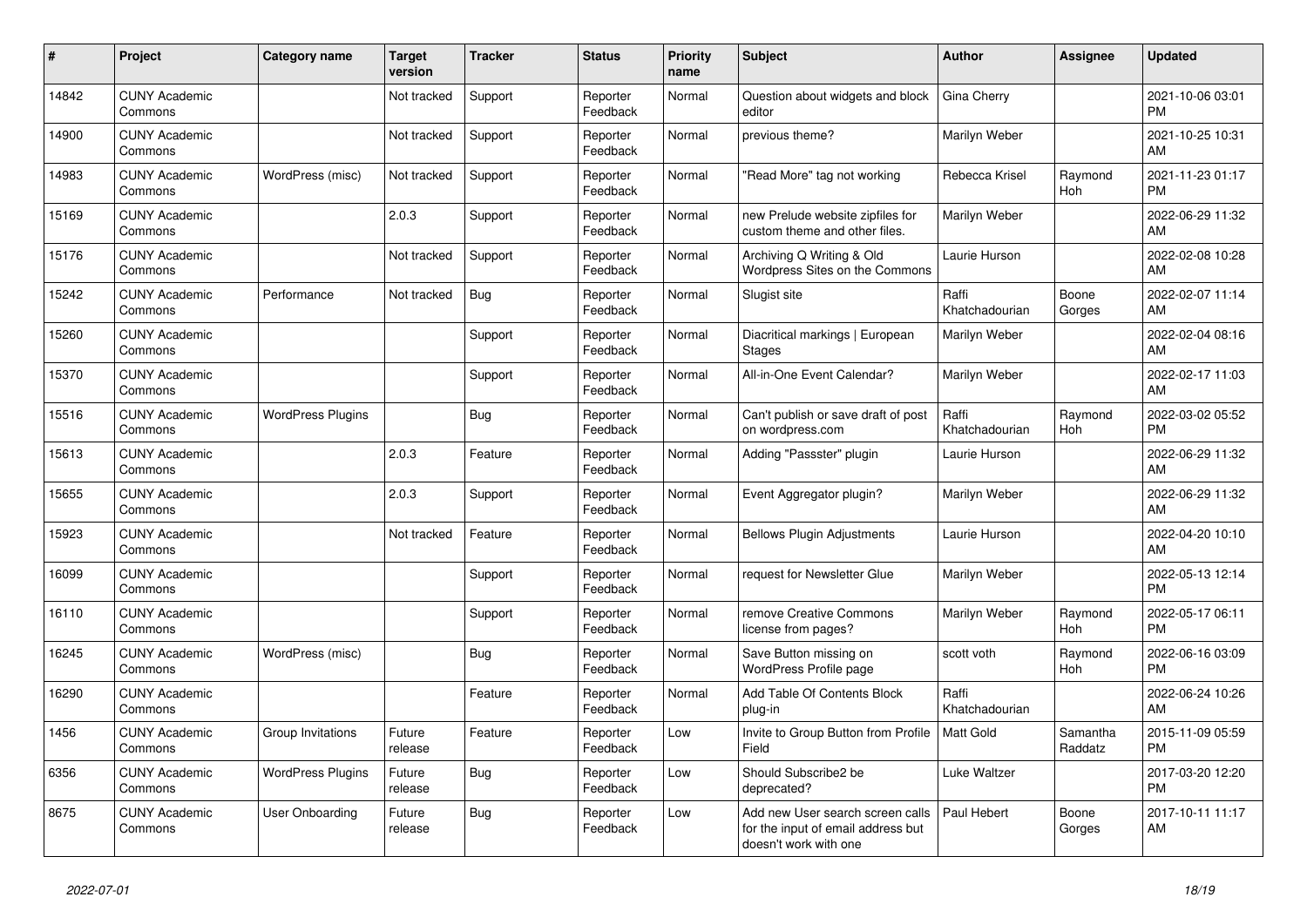| # | Project | Category name | Target version | Tracker | Status | Priority name | Subject | Author | Assignee | Updated |
|---|---|---|---|---|---|---|---|---|---|---|
| 14842 | CUNY Academic Commons | | Not tracked | Support | Reporter Feedback | Normal | Question about widgets and block editor | Gina Cherry | | 2021-10-06 03:01 PM |
| 14900 | CUNY Academic Commons | | Not tracked | Support | Reporter Feedback | Normal | previous theme? | Marilyn Weber | | 2021-10-25 10:31 AM |
| 14983 | CUNY Academic Commons | WordPress (misc) | Not tracked | Support | Reporter Feedback | Normal | "Read More" tag not working | Rebecca Krisel | Raymond Hoh | 2021-11-23 01:17 PM |
| 15169 | CUNY Academic Commons | | 2.0.3 | Support | Reporter Feedback | Normal | new Prelude website zipfiles for custom theme and other files. | Marilyn Weber | | 2022-06-29 11:32 AM |
| 15176 | CUNY Academic Commons | | Not tracked | Support | Reporter Feedback | Normal | Archiving Q Writing & Old Wordpress Sites on the Commons | Laurie Hurson | | 2022-02-08 10:28 AM |
| 15242 | CUNY Academic Commons | Performance | Not tracked | Bug | Reporter Feedback | Normal | Slugist site | Raffi Khatchadourian | Boone Gorges | 2022-02-07 11:14 AM |
| 15260 | CUNY Academic Commons | | | Support | Reporter Feedback | Normal | Diacritical markings \| European Stages | Marilyn Weber | | 2022-02-04 08:16 AM |
| 15370 | CUNY Academic Commons | | | Support | Reporter Feedback | Normal | All-in-One Event Calendar? | Marilyn Weber | | 2022-02-17 11:03 AM |
| 15516 | CUNY Academic Commons | WordPress Plugins | | Bug | Reporter Feedback | Normal | Can't publish or save draft of post on wordpress.com | Raffi Khatchadourian | Raymond Hoh | 2022-03-02 05:52 PM |
| 15613 | CUNY Academic Commons | | 2.0.3 | Feature | Reporter Feedback | Normal | Adding "Passster" plugin | Laurie Hurson | | 2022-06-29 11:32 AM |
| 15655 | CUNY Academic Commons | | 2.0.3 | Support | Reporter Feedback | Normal | Event Aggregator plugin? | Marilyn Weber | | 2022-06-29 11:32 AM |
| 15923 | CUNY Academic Commons | | Not tracked | Feature | Reporter Feedback | Normal | Bellows Plugin Adjustments | Laurie Hurson | | 2022-04-20 10:10 AM |
| 16099 | CUNY Academic Commons | | | Support | Reporter Feedback | Normal | request for Newsletter Glue | Marilyn Weber | | 2022-05-13 12:14 PM |
| 16110 | CUNY Academic Commons | | | Support | Reporter Feedback | Normal | remove Creative Commons license from pages? | Marilyn Weber | Raymond Hoh | 2022-05-17 06:11 PM |
| 16245 | CUNY Academic Commons | WordPress (misc) | | Bug | Reporter Feedback | Normal | Save Button missing on WordPress Profile page | scott voth | Raymond Hoh | 2022-06-16 03:09 PM |
| 16290 | CUNY Academic Commons | | | Feature | Reporter Feedback | Normal | Add Table Of Contents Block plug-in | Raffi Khatchadourian | | 2022-06-24 10:26 AM |
| 1456 | CUNY Academic Commons | Group Invitations | Future release | Feature | Reporter Feedback | Low | Invite to Group Button from Profile Field | Matt Gold | Samantha Raddatz | 2015-11-09 05:59 PM |
| 6356 | CUNY Academic Commons | WordPress Plugins | Future release | Bug | Reporter Feedback | Low | Should Subscribe2 be deprecated? | Luke Waltzer | | 2017-03-20 12:20 PM |
| 8675 | CUNY Academic Commons | User Onboarding | Future release | Bug | Reporter Feedback | Low | Add new User search screen calls for the input of email address but doesn't work with one | Paul Hebert | Boone Gorges | 2017-10-11 11:17 AM |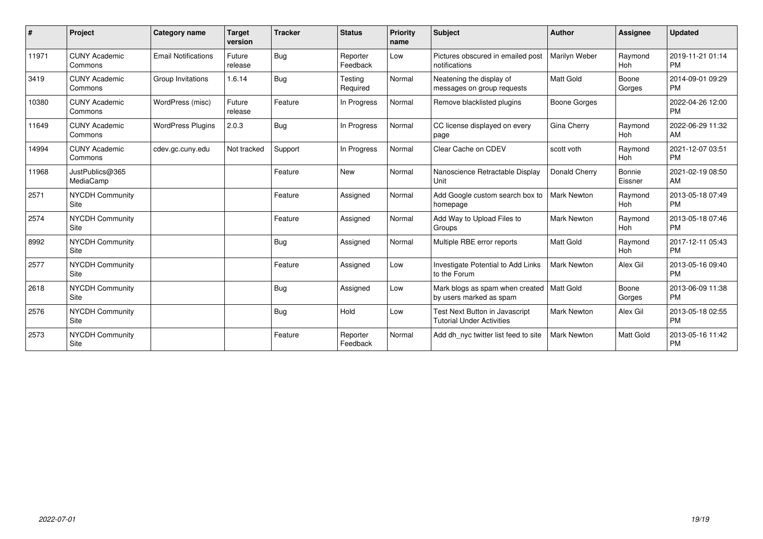| # | Project | Category name | Target version | Tracker | Status | Priority name | Subject | Author | Assignee | Updated |
| --- | --- | --- | --- | --- | --- | --- | --- | --- | --- | --- |
| 11971 | CUNY Academic Commons | Email Notifications | Future release | Bug | Reporter Feedback | Low | Pictures obscured in emailed post notifications | Marilyn Weber | Raymond Hoh | 2019-11-21 01:14 PM |
| 3419 | CUNY Academic Commons | Group Invitations | 1.6.14 | Bug | Testing Required | Normal | Neatening the display of messages on group requests | Matt Gold | Boone Gorges | 2014-09-01 09:29 PM |
| 10380 | CUNY Academic Commons | WordPress (misc) | Future release | Feature | In Progress | Normal | Remove blacklisted plugins | Boone Gorges | | 2022-04-26 12:00 PM |
| 11649 | CUNY Academic Commons | WordPress Plugins | 2.0.3 | Bug | In Progress | Normal | CC license displayed on every page | Gina Cherry | Raymond Hoh | 2022-06-29 11:32 AM |
| 14994 | CUNY Academic Commons | cdev.gc.cuny.edu | Not tracked | Support | In Progress | Normal | Clear Cache on CDEV | scott voth | Raymond Hoh | 2021-12-07 03:51 PM |
| 11968 | JustPublics@365 MediaCamp | | | Feature | New | Normal | Nanoscience Retractable Display Unit | Donald Cherry | Bonnie Eissner | 2021-02-19 08:50 AM |
| 2571 | NYCDH Community Site | | | Feature | Assigned | Normal | Add Google custom search box to homepage | Mark Newton | Raymond Hoh | 2013-05-18 07:49 PM |
| 2574 | NYCDH Community Site | | | Feature | Assigned | Normal | Add Way to Upload Files to Groups | Mark Newton | Raymond Hoh | 2013-05-18 07:46 PM |
| 8992 | NYCDH Community Site | | | Bug | Assigned | Normal | Multiple RBE error reports | Matt Gold | Raymond Hoh | 2017-12-11 05:43 PM |
| 2577 | NYCDH Community Site | | | Feature | Assigned | Low | Investigate Potential to Add Links to the Forum | Mark Newton | Alex Gil | 2013-05-16 09:40 PM |
| 2618 | NYCDH Community Site | | | Bug | Assigned | Low | Mark blogs as spam when created by users marked as spam | Matt Gold | Boone Gorges | 2013-06-09 11:38 PM |
| 2576 | NYCDH Community Site | | | Bug | Hold | Low | Test Next Button in Javascript Tutorial Under Activities | Mark Newton | Alex Gil | 2013-05-18 02:55 PM |
| 2573 | NYCDH Community Site | | | Feature | Reporter Feedback | Normal | Add dh_nyc twitter list feed to site | Mark Newton | Matt Gold | 2013-05-16 11:42 PM |